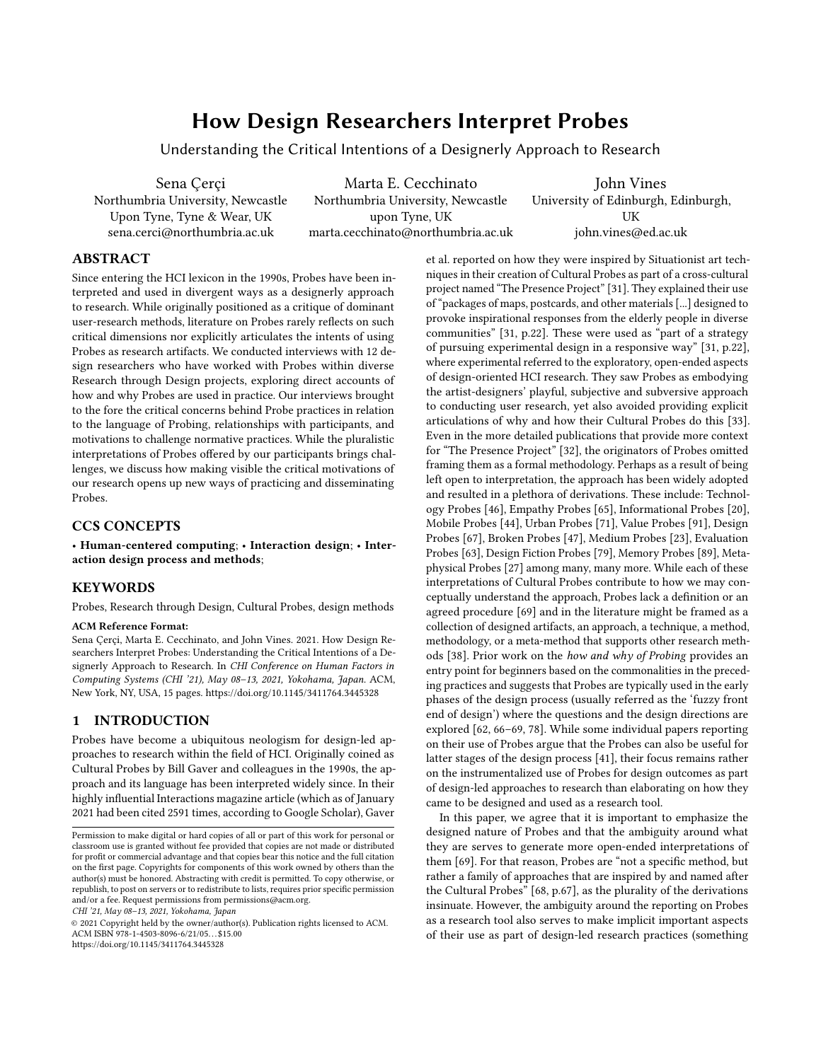# How Design Researchers Interpret Probes

Understanding the Critical Intentions of a Designerly Approach to Research

Sena Çerçi
Northumbria University, Newcastle Upon Tyne, Tyne & Wear, UK
sena.cerci@northumbria.ac.uk

Marta E. Cecchinato
Northumbria University, Newcastle upon Tyne, UK
marta.cecchinato@northumbria.ac.uk

John Vines
University of Edinburgh, Edinburgh, UK
john.vines@ed.ac.uk

## ABSTRACT

Since entering the HCI lexicon in the 1990s, Probes have been interpreted and used in divergent ways as a designerly approach to research. While originally positioned as a critique of dominant user-research methods, literature on Probes rarely reflects on such critical dimensions nor explicitly articulates the intents of using Probes as research artifacts. We conducted interviews with 12 design researchers who have worked with Probes within diverse Research through Design projects, exploring direct accounts of how and why Probes are used in practice. Our interviews brought to the fore the critical concerns behind Probe practices in relation to the language of Probing, relationships with participants, and motivations to challenge normative practices. While the pluralistic interpretations of Probes offered by our participants brings challenges, we discuss how making visible the critical motivations of our research opens up new ways of practicing and disseminating Probes.

## CCS CONCEPTS

• **Human-centered computing**; • **Interaction design**; • **Interaction design process and methods**;

## KEYWORDS

Probes, Research through Design, Cultural Probes, design methods

**ACM Reference Format:**
Sena Çerçi, Marta E. Cecchinato, and John Vines. 2021. How Design Researchers Interpret Probes: Understanding the Critical Intentions of a Designerly Approach to Research. In *CHI Conference on Human Factors in Computing Systems (CHI '21), May 08–13, 2021, Yokohama, Japan.* ACM, New York, NY, USA, 15 pages. https://doi.org/10.1145/3411764.3445328

## 1 INTRODUCTION

Probes have become a ubiquitous neologism for design-led approaches to research within the field of HCI. Originally coined as Cultural Probes by Bill Gaver and colleagues in the 1990s, the approach and its language has been interpreted widely since. In their highly influential Interactions magazine article (which as of January 2021 had been cited 2591 times, according to Google Scholar), Gaver et al. reported on how they were inspired by Situationist art techniques in their creation of Cultural Probes as part of a cross-cultural project named "The Presence Project" [31]. They explained their use of "packages of maps, postcards, and other materials [...] designed to provoke inspirational responses from the elderly people in diverse communities" [31, p.22]. These were used as "part of a strategy of pursuing experimental design in a responsive way" [31, p.22], where experimental referred to the exploratory, open-ended aspects of design-oriented HCI research. They saw Probes as embodying the artist-designers' playful, subjective and subversive approach to conducting user research, yet also avoided providing explicit articulations of why and how their Cultural Probes do this [33]. Even in the more detailed publications that provide more context for "The Presence Project" [32], the originators of Probes omitted framing them as a formal methodology. Perhaps as a result of being left open to interpretation, the approach has been widely adopted and resulted in a plethora of derivations. These include: Technology Probes [46], Empathy Probes [65], Informational Probes [20], Mobile Probes [44], Urban Probes [71], Value Probes [91], Design Probes [67], Broken Probes [47], Medium Probes [23], Evaluation Probes [63], Design Fiction Probes [79], Memory Probes [89], Metaphysical Probes [27] among many, many more. While each of these interpretations of Cultural Probes contribute to how we may conceptually understand the approach, Probes lack a definition or an agreed procedure [69] and in the literature might be framed as a collection of designed artifacts, an approach, a technique, a method, methodology, or a meta-method that supports other research methods [38]. Prior work on the *how and why of Probing* provides an entry point for beginners based on the commonalities in the preceding practices and suggests that Probes are typically used in the early phases of the design process (usually referred as the 'fuzzy front end of design') where the questions and the design directions are explored [62, 66–69, 78]. While some individual papers reporting on their use of Probes argue that the Probes can also be useful for latter stages of the design process [41], their focus remains rather on the instrumentalized use of Probes for design outcomes as part of design-led approaches to research than elaborating on how they came to be designed and used as a research tool.

In this paper, we agree that it is important to emphasize the designed nature of Probes and that the ambiguity around what they are serves to generate more open-ended interpretations of them [69]. For that reason, Probes are "not a specific method, but rather a family of approaches that are inspired by and named after the Cultural Probes" [68, p.67], as the plurality of the derivations insinuate. However, the ambiguity around the reporting on Probes as a research tool also serves to make implicit important aspects of their use as part of design-led research practices (something

Permission to make digital or hard copies of all or part of this work for personal or classroom use is granted without fee provided that copies are not made or distributed for profit or commercial advantage and that copies bear this notice and the full citation on the first page. Copyrights for components of this work owned by others than the author(s) must be honored. Abstracting with credit is permitted. To copy otherwise, or republish, to post on servers or to redistribute to lists, requires prior specific permission and/or a fee. Request permissions from permissions@acm.org.
*CHI '21, May 08–13, 2021, Yokohama, Japan*
© 2021 Copyright held by the owner/author(s). Publication rights licensed to ACM.
ACM ISBN 978-1-4503-8096-6/21/05...$15.00
https://doi.org/10.1145/3411764.3445328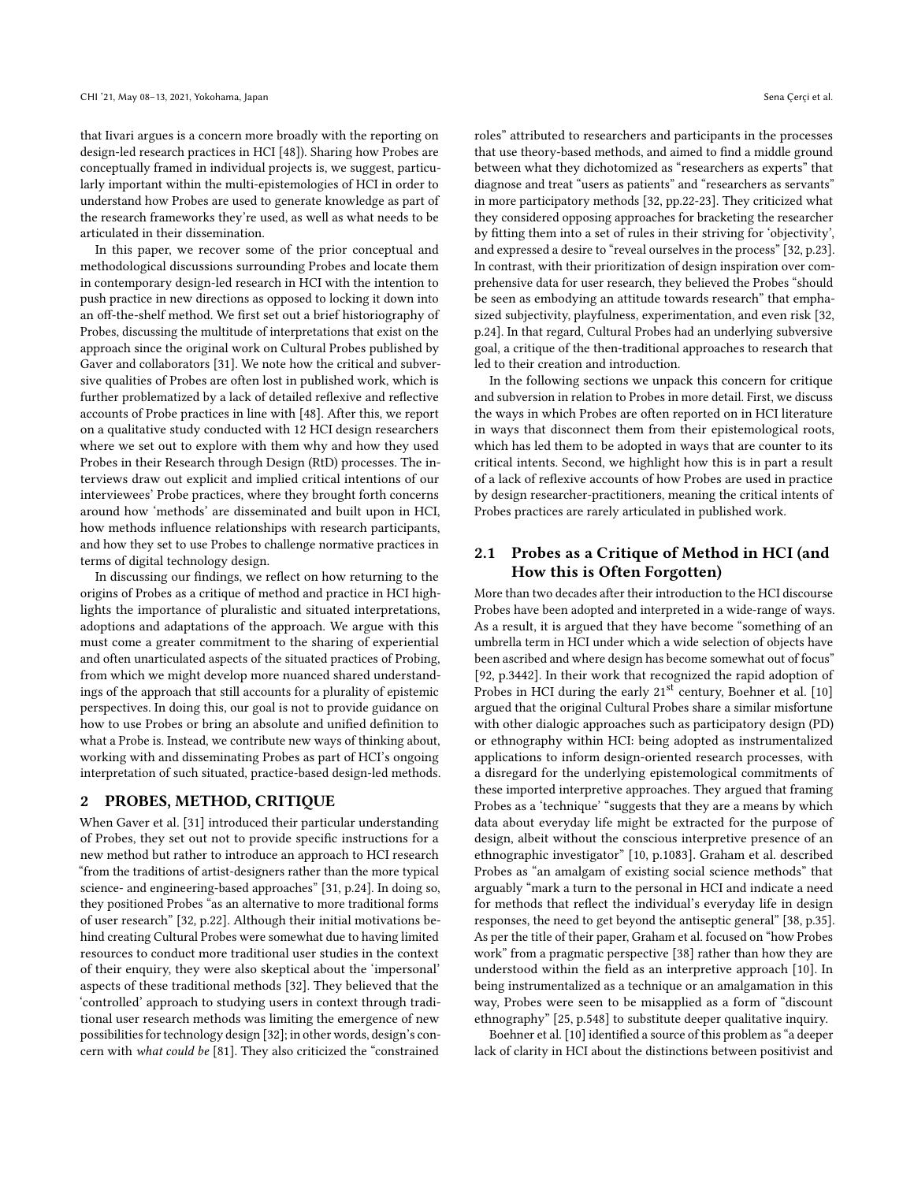that Iivari argues is a concern more broadly with the reporting on design-led research practices in HCI [48]). Sharing how Probes are conceptually framed in individual projects is, we suggest, particularly important within the multi-epistemologies of HCI in order to understand how Probes are used to generate knowledge as part of the research frameworks they're used, as well as what needs to be articulated in their dissemination.

In this paper, we recover some of the prior conceptual and methodological discussions surrounding Probes and locate them in contemporary design-led research in HCI with the intention to push practice in new directions as opposed to locking it down into an off-the-shelf method. We first set out a brief historiography of Probes, discussing the multitude of interpretations that exist on the approach since the original work on Cultural Probes published by Gaver and collaborators [31]. We note how the critical and subversive qualities of Probes are often lost in published work, which is further problematized by a lack of detailed reflexive and reflective accounts of Probe practices in line with [48]. After this, we report on a qualitative study conducted with 12 HCI design researchers where we set out to explore with them why and how they used Probes in their Research through Design (RtD) processes. The interviews draw out explicit and implied critical intentions of our interviewees' Probe practices, where they brought forth concerns around how 'methods' are disseminated and built upon in HCI, how methods influence relationships with research participants, and how they set to use Probes to challenge normative practices in terms of digital technology design.

In discussing our findings, we reflect on how returning to the origins of Probes as a critique of method and practice in HCI highlights the importance of pluralistic and situated interpretations, adoptions and adaptations of the approach. We argue with this must come a greater commitment to the sharing of experiential and often unarticulated aspects of the situated practices of Probing, from which we might develop more nuanced shared understandings of the approach that still accounts for a plurality of epistemic perspectives. In doing this, our goal is not to provide guidance on how to use Probes or bring an absolute and unified definition to what a Probe is. Instead, we contribute new ways of thinking about, working with and disseminating Probes as part of HCI's ongoing interpretation of such situated, practice-based design-led methods.

## 2 PROBES, METHOD, CRITIQUE

When Gaver et al. [31] introduced their particular understanding of Probes, they set out not to provide specific instructions for a new method but rather to introduce an approach to HCI research "from the traditions of artist-designers rather than the more typical science- and engineering-based approaches" [31, p.24]. In doing so, they positioned Probes "as an alternative to more traditional forms of user research" [32, p.22]. Although their initial motivations behind creating Cultural Probes were somewhat due to having limited resources to conduct more traditional user studies in the context of their enquiry, they were also skeptical about the 'impersonal' aspects of these traditional methods [32]. They believed that the 'controlled' approach to studying users in context through traditional user research methods was limiting the emergence of new possibilities for technology design [32]; in other words, design's concern with *what could be* [81]. They also criticized the "constrained roles" attributed to researchers and participants in the processes that use theory-based methods, and aimed to find a middle ground between what they dichotomized as "researchers as experts" that diagnose and treat "users as patients" and "researchers as servants" in more participatory methods [32, pp.22-23]. They criticized what they considered opposing approaches for bracketing the researcher by fitting them into a set of rules in their striving for 'objectivity', and expressed a desire to "reveal ourselves in the process" [32, p.23]. In contrast, with their prioritization of design inspiration over comprehensive data for user research, they believed the Probes "should be seen as embodying an attitude towards research" that emphasized subjectivity, playfulness, experimentation, and even risk [32, p.24]. In that regard, Cultural Probes had an underlying subversive goal, a critique of the then-traditional approaches to research that led to their creation and introduction.

In the following sections we unpack this concern for critique and subversion in relation to Probes in more detail. First, we discuss the ways in which Probes are often reported on in HCI literature in ways that disconnect them from their epistemological roots, which has led them to be adopted in ways that are counter to its critical intents. Second, we highlight how this is in part a result of a lack of reflexive accounts of how Probes are used in practice by design researcher-practitioners, meaning the critical intents of Probes practices are rarely articulated in published work.

### 2.1 Probes as a Critique of Method in HCI (and How this is Often Forgotten)

More than two decades after their introduction to the HCI discourse Probes have been adopted and interpreted in a wide-range of ways. As a result, it is argued that they have become "something of an umbrella term in HCI under which a wide selection of objects have been ascribed and where design has become somewhat out of focus" [92, p.3442]. In their work that recognized the rapid adoption of Probes in HCI during the early 21st century, Boehner et al. [10] argued that the original Cultural Probes share a similar misfortune with other dialogic approaches such as participatory design (PD) or ethnography within HCI: being adopted as instrumentalized applications to inform design-oriented research processes, with a disregard for the underlying epistemological commitments of these imported interpretive approaches. They argued that framing Probes as a 'technique' "suggests that they are a means by which data about everyday life might be extracted for the purpose of design, albeit without the conscious interpretive presence of an ethnographic investigator" [10, p.1083]. Graham et al. described Probes as "an amalgam of existing social science methods" that arguably "mark a turn to the personal in HCI and indicate a need for methods that reflect the individual's everyday life in design responses, the need to get beyond the antiseptic general" [38, p.35]. As per the title of their paper, Graham et al. focused on "how Probes work" from a pragmatic perspective [38] rather than how they are understood within the field as an interpretive approach [10]. In being instrumentalized as a technique or an amalgamation in this way, Probes were seen to be misapplied as a form of "discount ethnography" [25, p.548] to substitute deeper qualitative inquiry.

Boehner et al. [10] identified a source of this problem as "a deeper lack of clarity in HCI about the distinctions between positivist and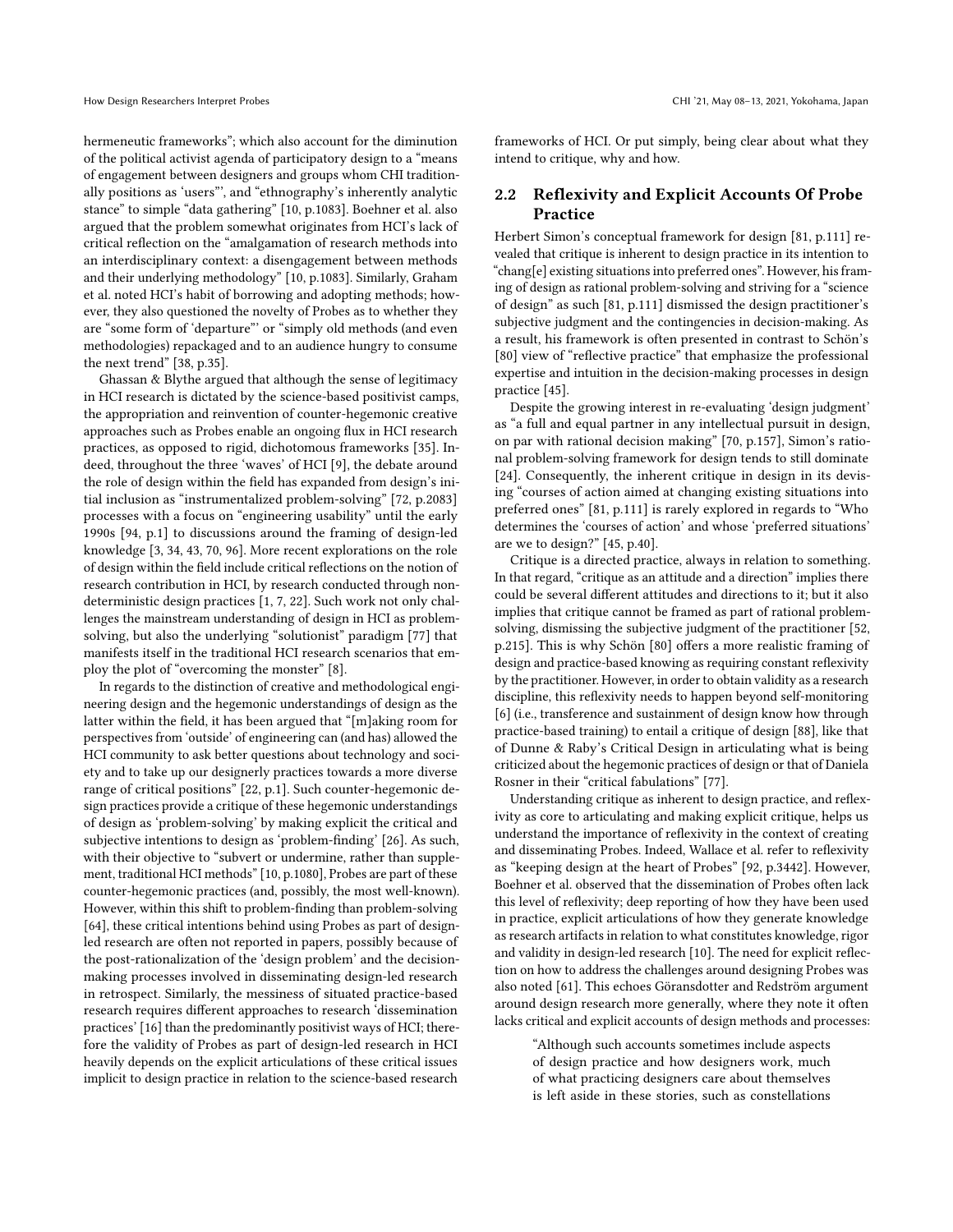hermeneutic frameworks"; which also account for the diminution of the political activist agenda of participatory design to a "means of engagement between designers and groups whom CHI traditionally positions as 'users"', and "ethnography's inherently analytic stance" to simple "data gathering" [10, p.1083]. Boehner et al. also argued that the problem somewhat originates from HCI's lack of critical reflection on the "amalgamation of research methods into an interdisciplinary context: a disengagement between methods and their underlying methodology" [10, p.1083]. Similarly, Graham et al. noted HCI's habit of borrowing and adopting methods; however, they also questioned the novelty of Probes as to whether they are "some form of 'departure"' or "simply old methods (and even methodologies) repackaged and to an audience hungry to consume the next trend" [38, p.35].

Ghassan & Blythe argued that although the sense of legitimacy in HCI research is dictated by the science-based positivist camps, the appropriation and reinvention of counter-hegemonic creative approaches such as Probes enable an ongoing flux in HCI research practices, as opposed to rigid, dichotomous frameworks [35]. Indeed, throughout the three 'waves' of HCI [9], the debate around the role of design within the field has expanded from design's initial inclusion as "instrumentalized problem-solving" [72, p.2083] processes with a focus on "engineering usability" until the early 1990s [94, p.1] to discussions around the framing of design-led knowledge [3, 34, 43, 70, 96]. More recent explorations on the role of design within the field include critical reflections on the notion of research contribution in HCI, by research conducted through non-deterministic design practices [1, 7, 22]. Such work not only challenges the mainstream understanding of design in HCI as problem-solving, but also the underlying "solutionist" paradigm [77] that manifests itself in the traditional HCI research scenarios that employ the plot of "overcoming the monster" [8].

In regards to the distinction of creative and methodological engineering design and the hegemonic understandings of design as the latter within the field, it has been argued that "[m]aking room for perspectives from 'outside' of engineering can (and has) allowed the HCI community to ask better questions about technology and society and to take up our designerly practices towards a more diverse range of critical positions" [22, p.1]. Such counter-hegemonic design practices provide a critique of these hegemonic understandings of design as 'problem-solving' by making explicit the critical and subjective intentions to design as 'problem-finding' [26]. As such, with their objective to "subvert or undermine, rather than supplement, traditional HCI methods" [10, p.1080], Probes are part of these counter-hegemonic practices (and, possibly, the most well-known). However, within this shift to problem-finding than problem-solving [64], these critical intentions behind using Probes as part of design-led research are often not reported in papers, possibly because of the post-rationalization of the 'design problem' and the decision-making processes involved in disseminating design-led research in retrospect. Similarly, the messiness of situated practice-based research requires different approaches to research 'dissemination practices' [16] than the predominantly positivist ways of HCI; therefore the validity of Probes as part of design-led research in HCI heavily depends on the explicit articulations of these critical issues implicit to design practice in relation to the science-based research frameworks of HCI. Or put simply, being clear about what they intend to critique, why and how.

## 2.2 Reflexivity and Explicit Accounts Of Probe Practice

Herbert Simon's conceptual framework for design [81, p.111] revealed that critique is inherent to design practice in its intention to "chang[e] existing situations into preferred ones". However, his framing of design as rational problem-solving and striving for a "science of design" as such [81, p.111] dismissed the design practitioner's subjective judgment and the contingencies in decision-making. As a result, his framework is often presented in contrast to Schön's [80] view of "reflective practice" that emphasize the professional expertise and intuition in the decision-making processes in design practice [45].

Despite the growing interest in re-evaluating 'design judgment' as "a full and equal partner in any intellectual pursuit in design, on par with rational decision making" [70, p.157], Simon's rational problem-solving framework for design tends to still dominate [24]. Consequently, the inherent critique in design in its devising "courses of action aimed at changing existing situations into preferred ones" [81, p.111] is rarely explored in regards to "Who determines the 'courses of action' and whose 'preferred situations' are we to design?" [45, p.40].

Critique is a directed practice, always in relation to something. In that regard, "critique as an attitude and a direction" implies there could be several different attitudes and directions to it; but it also implies that critique cannot be framed as part of rational problem-solving, dismissing the subjective judgment of the practitioner [52, p.215]. This is why Schön [80] offers a more realistic framing of design and practice-based knowing as requiring constant reflexivity by the practitioner. However, in order to obtain validity as a research discipline, this reflexivity needs to happen beyond self-monitoring [6] (i.e., transference and sustainment of design know how through practice-based training) to entail a critique of design [88], like that of Dunne & Raby's Critical Design in articulating what is being criticized about the hegemonic practices of design or that of Daniela Rosner in their "critical fabulations" [77].

Understanding critique as inherent to design practice, and reflexivity as core to articulating and making explicit critique, helps us understand the importance of reflexivity in the context of creating and disseminating Probes. Indeed, Wallace et al. refer to reflexivity as "keeping design at the heart of Probes" [92, p.3442]. However, Boehner et al. observed that the dissemination of Probes often lack this level of reflexivity; deep reporting of how they have been used in practice, explicit articulations of how they generate knowledge as research artifacts in relation to what constitutes knowledge, rigor and validity in design-led research [10]. The need for explicit reflection on how to address the challenges around designing Probes was also noted [61]. This echoes Göransdotter and Redström argument around design research more generally, where they note it often lacks critical and explicit accounts of design methods and processes:

> "Although such accounts sometimes include aspects of design practice and how designers work, much of what practicing designers care about themselves is left aside in these stories, such as constellations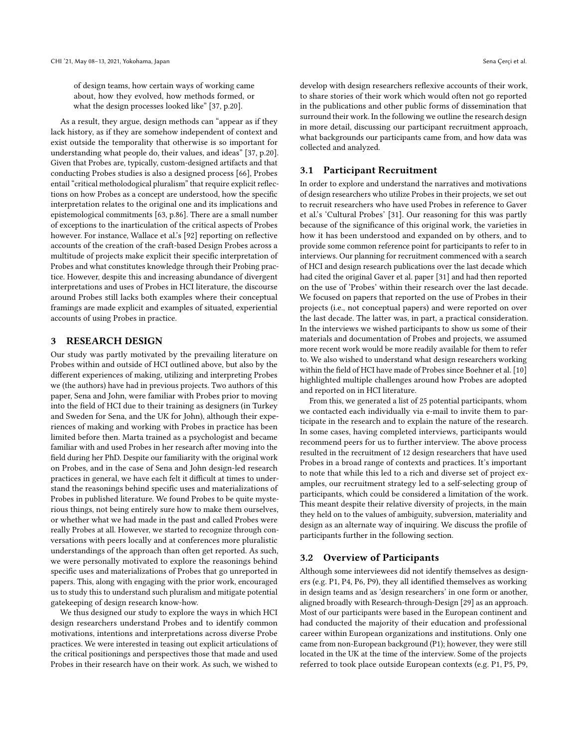of design teams, how certain ways of working came about, how they evolved, how methods formed, or what the design processes looked like" [37, p.20].

As a result, they argue, design methods can "appear as if they lack history, as if they are somehow independent of context and exist outside the temporality that otherwise is so important for understanding what people do, their values, and ideas" [37, p.20]. Given that Probes are, typically, custom-designed artifacts and that conducting Probes studies is also a designed process [66], Probes entail "critical methodological pluralism" that require explicit reflections on how Probes as a concept are understood, how the specific interpretation relates to the original one and its implications and epistemological commitments [63, p.86]. There are a small number of exceptions to the inarticulation of the critical aspects of Probes however. For instance, Wallace et al.'s [92] reporting on reflective accounts of the creation of the craft-based Design Probes across a multitude of projects make explicit their specific interpretation of Probes and what constitutes knowledge through their Probing practice. However, despite this and increasing abundance of divergent interpretations and uses of Probes in HCI literature, the discourse around Probes still lacks both examples where their conceptual framings are made explicit and examples of situated, experiential accounts of using Probes in practice.

## 3 RESEARCH DESIGN

Our study was partly motivated by the prevailing literature on Probes within and outside of HCI outlined above, but also by the different experiences of making, utilizing and interpreting Probes we (the authors) have had in previous projects. Two authors of this paper, Sena and John, were familiar with Probes prior to moving into the field of HCI due to their training as designers (in Turkey and Sweden for Sena, and the UK for John), although their experiences of making and working with Probes in practice has been limited before then. Marta trained as a psychologist and became familiar with and used Probes in her research after moving into the field during her PhD. Despite our familiarity with the original work on Probes, and in the case of Sena and John design-led research practices in general, we have each felt it difficult at times to understand the reasonings behind specific uses and materializations of Probes in published literature. We found Probes to be quite mysterious things, not being entirely sure how to make them ourselves, or whether what we had made in the past and called Probes were really Probes at all. However, we started to recognize through conversations with peers locally and at conferences more pluralistic understandings of the approach than often get reported. As such, we were personally motivated to explore the reasonings behind specific uses and materializations of Probes that go unreported in papers. This, along with engaging with the prior work, encouraged us to study this to understand such pluralism and mitigate potential gatekeeping of design research know-how.

We thus designed our study to explore the ways in which HCI design researchers understand Probes and to identify common motivations, intentions and interpretations across diverse Probe practices. We were interested in teasing out explicit articulations of the critical positionings and perspectives those that made and used Probes in their research have on their work. As such, we wished to develop with design researchers reflexive accounts of their work, to share stories of their work which would often not go reported in the publications and other public forms of dissemination that surround their work. In the following we outline the research design in more detail, discussing our participant recruitment approach, what backgrounds our participants came from, and how data was collected and analyzed.

### 3.1 Participant Recruitment

In order to explore and understand the narratives and motivations of design researchers who utilize Probes in their projects, we set out to recruit researchers who have used Probes in reference to Gaver et al.'s 'Cultural Probes' [31]. Our reasoning for this was partly because of the significance of this original work, the varieties in how it has been understood and expanded on by others, and to provide some common reference point for participants to refer to in interviews. Our planning for recruitment commenced with a search of HCI and design research publications over the last decade which had cited the original Gaver et al. paper [31] and had then reported on the use of 'Probes' within their research over the last decade. We focused on papers that reported on the use of Probes in their projects (i.e., not conceptual papers) and were reported on over the last decade. The latter was, in part, a practical consideration. In the interviews we wished participants to show us some of their materials and documentation of Probes and projects, we assumed more recent work would be more readily available for them to refer to. We also wished to understand what design researchers working within the field of HCI have made of Probes since Boehner et al. [10] highlighted multiple challenges around how Probes are adopted and reported on in HCI literature.

From this, we generated a list of 25 potential participants, whom we contacted each individually via e-mail to invite them to participate in the research and to explain the nature of the research. In some cases, having completed interviews, participants would recommend peers for us to further interview. The above process resulted in the recruitment of 12 design researchers that have used Probes in a broad range of contexts and practices. It's important to note that while this led to a rich and diverse set of project examples, our recruitment strategy led to a self-selecting group of participants, which could be considered a limitation of the work. This meant despite their relative diversity of projects, in the main they held on to the values of ambiguity, subversion, materiality and design as an alternate way of inquiring. We discuss the profile of participants further in the following section.

### 3.2 Overview of Participants

Although some interviewees did not identify themselves as designers (e.g. P1, P4, P6, P9), they all identified themselves as working in design teams and as 'design researchers' in one form or another, aligned broadly with Research-through-Design [29] as an approach. Most of our participants were based in the European continent and had conducted the majority of their education and professional career within European organizations and institutions. Only one came from non-European background (P1); however, they were still located in the UK at the time of the interview. Some of the projects referred to took place outside European contexts (e.g. P1, P5, P9,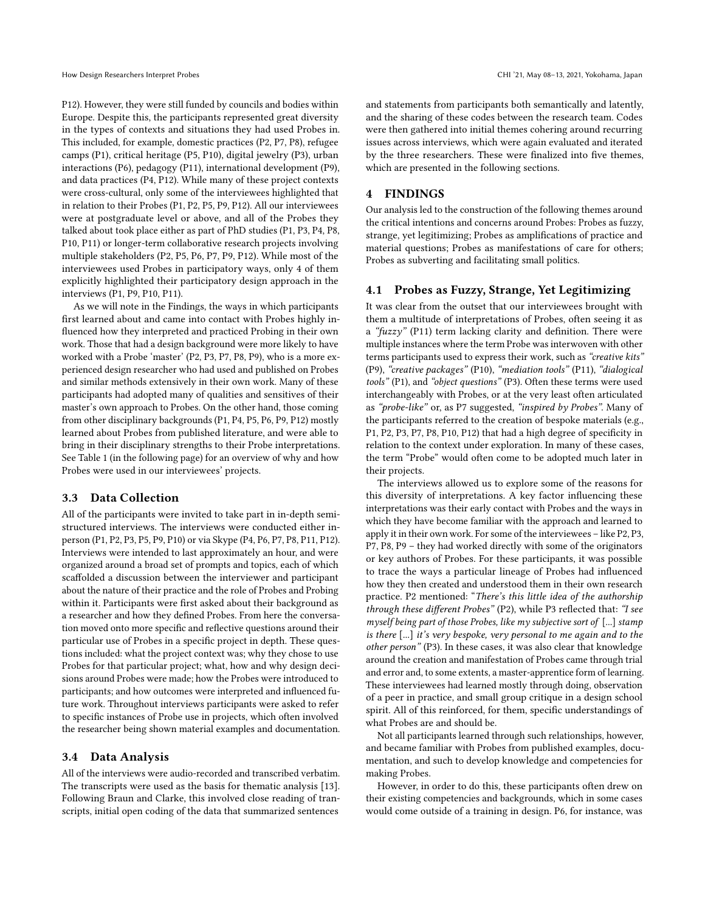P12). However, they were still funded by councils and bodies within Europe. Despite this, the participants represented great diversity in the types of contexts and situations they had used Probes in. This included, for example, domestic practices (P2, P7, P8), refugee camps (P1), critical heritage (P5, P10), digital jewelry (P3), urban interactions (P6), pedagogy (P11), international development (P9), and data practices (P4, P12). While many of these project contexts were cross-cultural, only some of the interviewees highlighted that in relation to their Probes (P1, P2, P5, P9, P12). All our interviewees were at postgraduate level or above, and all of the Probes they talked about took place either as part of PhD studies (P1, P3, P4, P8, P10, P11) or longer-term collaborative research projects involving multiple stakeholders (P2, P5, P6, P7, P9, P12). While most of the interviewees used Probes in participatory ways, only 4 of them explicitly highlighted their participatory design approach in the interviews (P1, P9, P10, P11).

As we will note in the Findings, the ways in which participants first learned about and came into contact with Probes highly influenced how they interpreted and practiced Probing in their own work. Those that had a design background were more likely to have worked with a Probe 'master' (P2, P3, P7, P8, P9), who is a more experienced design researcher who had used and published on Probes and similar methods extensively in their own work. Many of these participants had adopted many of qualities and sensitives of their master's own approach to Probes. On the other hand, those coming from other disciplinary backgrounds (P1, P4, P5, P6, P9, P12) mostly learned about Probes from published literature, and were able to bring in their disciplinary strengths to their Probe interpretations. See Table 1 (in the following page) for an overview of why and how Probes were used in our interviewees' projects.

### 3.3 Data Collection

All of the participants were invited to take part in in-depth semi-structured interviews. The interviews were conducted either in-person (P1, P2, P3, P5, P9, P10) or via Skype (P4, P6, P7, P8, P11, P12). Interviews were intended to last approximately an hour, and were organized around a broad set of prompts and topics, each of which scaffolded a discussion between the interviewer and participant about the nature of their practice and the role of Probes and Probing within it. Participants were first asked about their background as a researcher and how they defined Probes. From here the conversation moved onto more specific and reflective questions around their particular use of Probes in a specific project in depth. These questions included: what the project context was; why they chose to use Probes for that particular project; what, how and why design decisions around Probes were made; how the Probes were introduced to participants; and how outcomes were interpreted and influenced future work. Throughout interviews participants were asked to refer to specific instances of Probe use in projects, which often involved the researcher being shown material examples and documentation.

### 3.4 Data Analysis

All of the interviews were audio-recorded and transcribed verbatim. The transcripts were used as the basis for thematic analysis [13]. Following Braun and Clarke, this involved close reading of transcripts, initial open coding of the data that summarized sentences and statements from participants both semantically and latently, and the sharing of these codes between the research team. Codes were then gathered into initial themes cohering around recurring issues across interviews, which were again evaluated and iterated by the three researchers. These were finalized into five themes, which are presented in the following sections.

## 4 FINDINGS

Our analysis led to the construction of the following themes around the critical intentions and concerns around Probes: Probes as fuzzy, strange, yet legitimizing; Probes as amplifications of practice and material questions; Probes as manifestations of care for others; Probes as subverting and facilitating small politics.

### 4.1 Probes as Fuzzy, Strange, Yet Legitimizing

It was clear from the outset that our interviewees brought with them a multitude of interpretations of Probes, often seeing it as a *"fuzzy"* (P11) term lacking clarity and definition. There were multiple instances where the term Probe was interwoven with other terms participants used to express their work, such as *"creative kits"* (P9), *"creative packages"* (P10), *"mediation tools"* (P11), *"dialogical tools"* (P1), and *"object questions"* (P3). Often these terms were used interchangeably with Probes, or at the very least often articulated as *"probe-like"* or, as P7 suggested, *"inspired by Probes"*. Many of the participants referred to the creation of bespoke materials (e.g., P1, P2, P3, P7, P8, P10, P12) that had a high degree of specificity in relation to the context under exploration. In many of these cases, the term "Probe" would often come to be adopted much later in their projects.

The interviews allowed us to explore some of the reasons for this diversity of interpretations. A key factor influencing these interpretations was their early contact with Probes and the ways in which they have become familiar with the approach and learned to apply it in their own work. For some of the interviewees – like P2, P3, P7, P8, P9 – they had worked directly with some of the originators or key authors of Probes. For these participants, it was possible to trace the ways a particular lineage of Probes had influenced how they then created and understood them in their own research practice. P2 mentioned: "*There's this little idea of the authorship through these different Probes"* (P2), while P3 reflected that: *"I see myself being part of those Probes, like my subjective sort of* [...] *stamp is there* [...] *it's very bespoke, very personal to me again and to the other person"* (P3). In these cases, it was also clear that knowledge around the creation and manifestation of Probes came through trial and error and, to some extents, a master-apprentice form of learning. These interviewees had learned mostly through doing, observation of a peer in practice, and small group critique in a design school spirit. All of this reinforced, for them, specific understandings of what Probes are and should be.

Not all participants learned through such relationships, however, and became familiar with Probes from published examples, documentation, and such to develop knowledge and competencies for making Probes.

However, in order to do this, these participants often drew on their existing competencies and backgrounds, which in some cases would come outside of a training in design. P6, for instance, was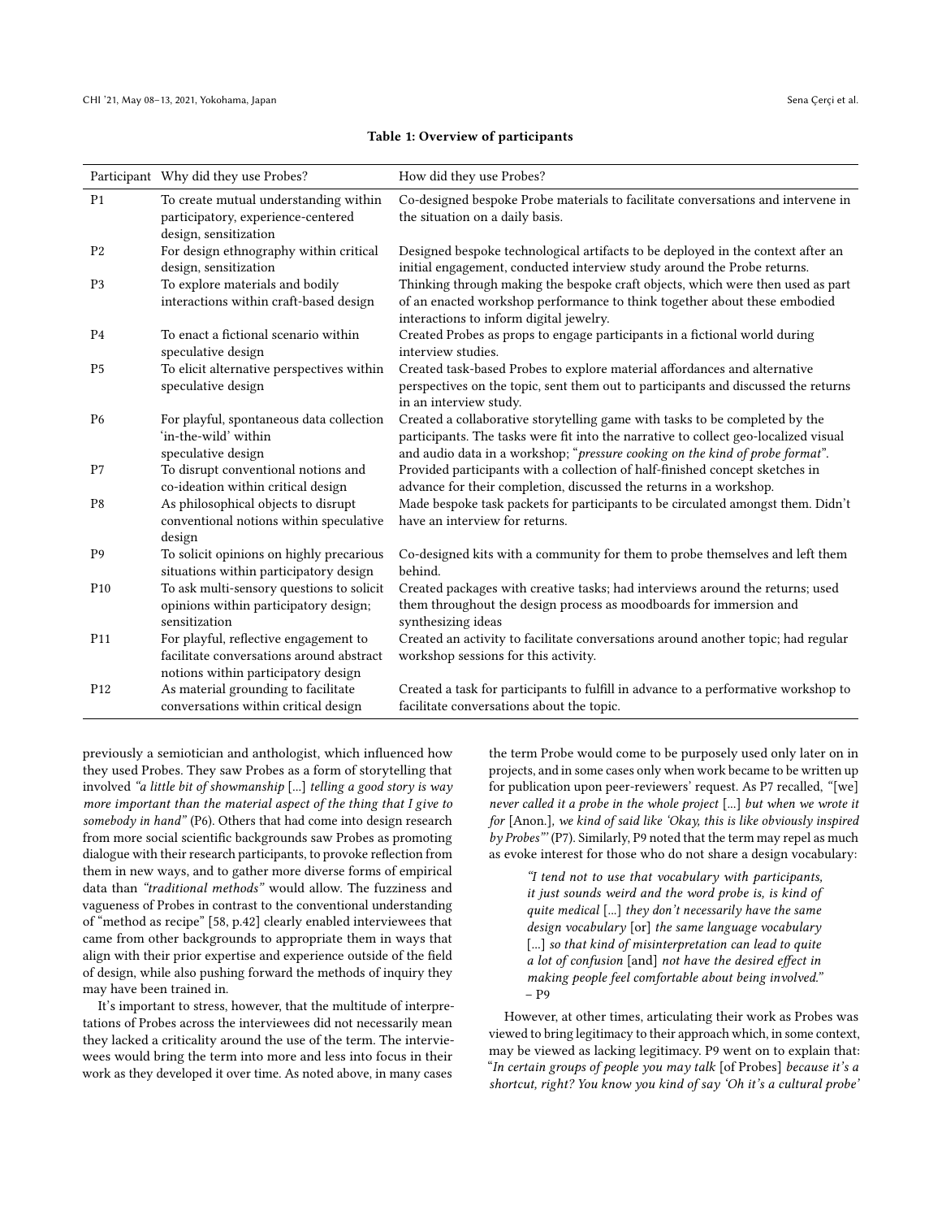**Table 1: Overview of participants**

| Participant | Why did they use Probes? | How did they use Probes? |
|---|---|---|
| P1 | To create mutual understanding within participatory, experience-centered design, sensitization | Co-designed bespoke Probe materials to facilitate conversations and intervene in the situation on a daily basis. |
| P2 | For design ethnography within critical design, sensitization | Designed bespoke technological artifacts to be deployed in the context after an initial engagement, conducted interview study around the Probe returns. |
| P3 | To explore materials and bodily interactions within craft-based design | Thinking through making the bespoke craft objects, which were then used as part of an enacted workshop performance to think together about these embodied interactions to inform digital jewelry. |
| P4 | To enact a fictional scenario within speculative design | Created Probes as props to engage participants in a fictional world during interview studies. |
| P5 | To elicit alternative perspectives within speculative design | Created task-based Probes to explore material affordances and alternative perspectives on the topic, sent them out to participants and discussed the returns in an interview study. |
| P6 | For playful, spontaneous data collection 'in-the-wild' within speculative design | Created a collaborative storytelling game with tasks to be completed by the participants. The tasks were fit into the narrative to collect geo-localized visual and audio data in a workshop; "*pressure cooking on the kind of probe format*". |
| P7 | To disrupt conventional notions and co-ideation within critical design | Provided participants with a collection of half-finished concept sketches in advance for their completion, discussed the returns in a workshop. |
| P8 | As philosophical objects to disrupt conventional notions within speculative design | Made bespoke task packets for participants to be circulated amongst them. Didn't have an interview for returns. |
| P9 | To solicit opinions on highly precarious situations within participatory design | Co-designed kits with a community for them to probe themselves and left them behind. |
| P10 | To ask multi-sensory questions to solicit opinions within participatory design; sensitization | Created packages with creative tasks; had interviews around the returns; used them throughout the design process as moodboards for immersion and synthesizing ideas |
| P11 | For playful, reflective engagement to facilitate conversations around abstract notions within participatory design | Created an activity to facilitate conversations around another topic; had regular workshop sessions for this activity. |
| P12 | As material grounding to facilitate conversations within critical design | Created a task for participants to fulfill in advance to a performative workshop to facilitate conversations about the topic. |

previously a semiotician and anthologist, which influenced how they used Probes. They saw Probes as a form of storytelling that involved *"a little bit of showmanship* [...] *telling a good story is way more important than the material aspect of the thing that I give to somebody in hand"* (P6). Others that had come into design research from more social scientific backgrounds saw Probes as promoting dialogue with their research participants, to provoke reflection from them in new ways, and to gather more diverse forms of empirical data than *"traditional methods"* would allow. The fuzziness and vagueness of Probes in contrast to the conventional understanding of "method as recipe" [58, p.42] clearly enabled interviewees that came from other backgrounds to appropriate them in ways that align with their prior expertise and experience outside of the field of design, while also pushing forward the methods of inquiry they may have been trained in.

It's important to stress, however, that the multitude of interpretations of Probes across the interviewees did not necessarily mean they lacked a criticality around the use of the term. The interviewees would bring the term into more and less into focus in their work as they developed it over time. As noted above, in many cases the term Probe would come to be purposely used only later on in projects, and in some cases only when work became to be written up for publication upon peer-reviewers' request. As P7 recalled, *"*[we] *never called it a probe in the whole project* [...] *but when we wrote it for* [Anon.]*, we kind of said like 'Okay, this is like obviously inspired by Probes'"* (P7). Similarly, P9 noted that the term may repel as much as evoke interest for those who do not share a design vocabulary:

> *"I tend not to use that vocabulary with participants, it just sounds weird and the word probe is, is kind of quite medical* [...] *they don't necessarily have the same design vocabulary* [or] *the same language vocabulary* [...] *so that kind of misinterpretation can lead to quite a lot of confusion* [and] *not have the desired effect in making people feel comfortable about being involved."* – P9

However, at other times, articulating their work as Probes was viewed to bring legitimacy to their approach which, in some context, may be viewed as lacking legitimacy. P9 went on to explain that: "*In certain groups of people you may talk* [of Probes] *because it's a shortcut, right? You know you kind of say 'Oh it's a cultural probe'*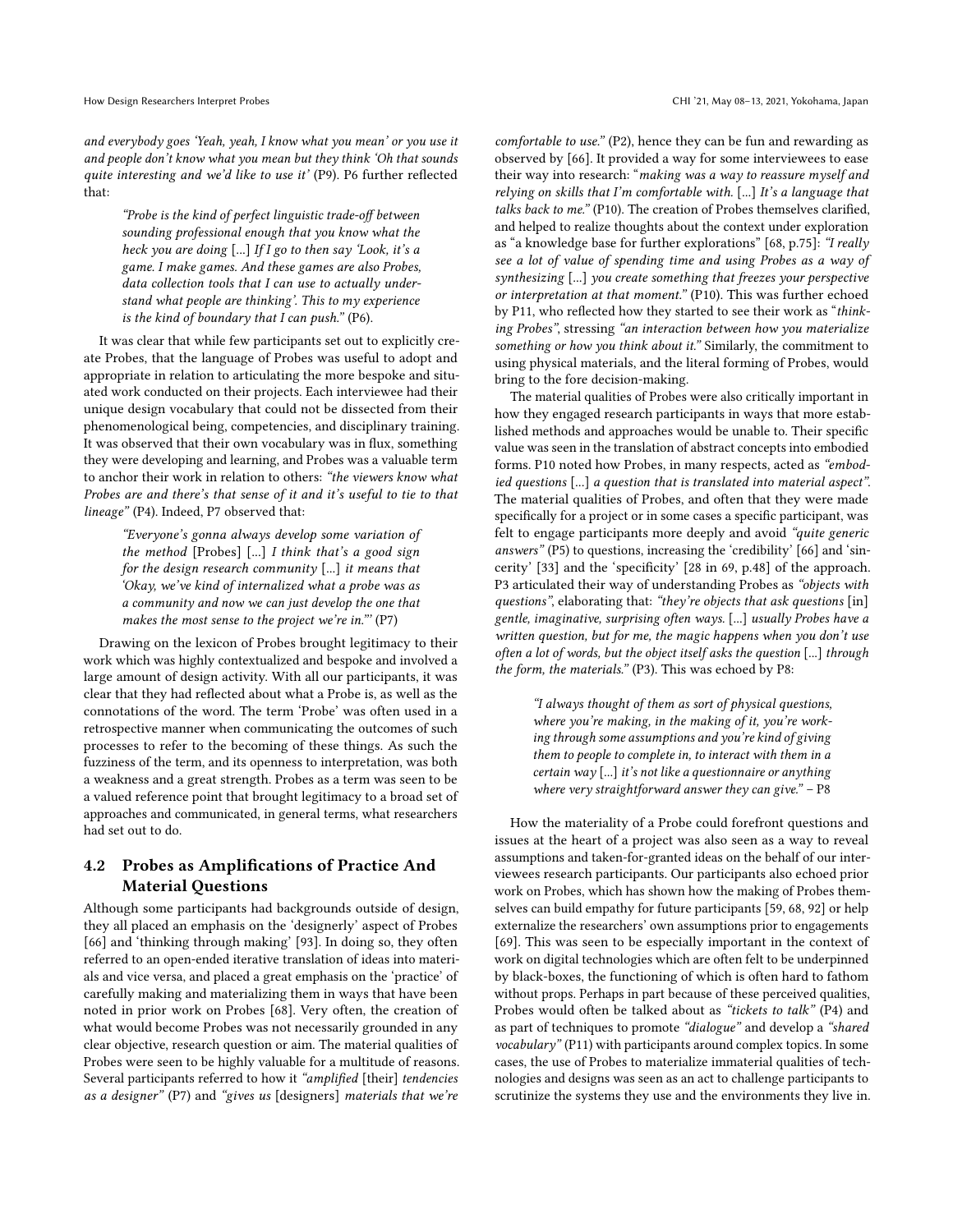*and everybody goes 'Yeah, yeah, I know what you mean' or you use it and people don't know what you mean but they think 'Oh that sounds quite interesting and we'd like to use it'* (P9). P6 further reflected that:

> *"Probe is the kind of perfect linguistic trade-off between sounding professional enough that you know what the heck you are doing [...] If I go to then say 'Look, it's a game. I make games. And these games are also Probes, data collection tools that I can use to actually understand what people are thinking'. This to my experience is the kind of boundary that I can push."* (P6).

It was clear that while few participants set out to explicitly create Probes, that the language of Probes was useful to adopt and appropriate in relation to articulating the more bespoke and situated work conducted on their projects. Each interviewee had their unique design vocabulary that could not be dissected from their phenomenological being, competencies, and disciplinary training. It was observed that their own vocabulary was in flux, something they were developing and learning, and Probes was a valuable term to anchor their work in relation to others: *"the viewers know what Probes are and there's that sense of it and it's useful to tie to that lineage"* (P4). Indeed, P7 observed that:

> *"Everyone's gonna always develop some variation of the method* [Probes] *[...] I think that's a good sign for the design research community [...] it means that 'Okay, we've kind of internalized what a probe was as a community and now we can just develop the one that makes the most sense to the project we're in."'* (P7)

Drawing on the lexicon of Probes brought legitimacy to their work which was highly contextualized and bespoke and involved a large amount of design activity. With all our participants, it was clear that they had reflected about what a Probe is, as well as the connotations of the word. The term 'Probe' was often used in a retrospective manner when communicating the outcomes of such processes to refer to the becoming of these things. As such the fuzziness of the term, and its openness to interpretation, was both a weakness and a great strength. Probes as a term was seen to be a valued reference point that brought legitimacy to a broad set of approaches and communicated, in general terms, what researchers had set out to do.

## 4.2 Probes as Amplifications of Practice And Material Questions

Although some participants had backgrounds outside of design, they all placed an emphasis on the 'designerly' aspect of Probes [66] and 'thinking through making' [93]. In doing so, they often referred to an open-ended iterative translation of ideas into materials and vice versa, and placed a great emphasis on the 'practice' of carefully making and materializing them in ways that have been noted in prior work on Probes [68]. Very often, the creation of what would become Probes was not necessarily grounded in any clear objective, research question or aim. The material qualities of Probes were seen to be highly valuable for a multitude of reasons. Several participants referred to how it *"amplified* [their] *tendencies as a designer"* (P7) and *"gives us* [designers] *materials that we're comfortable to use."* (P2), hence they can be fun and rewarding as observed by [66]. It provided a way for some interviewees to ease their way into research: "*making was a way to reassure myself and relying on skills that I'm comfortable with. [...] It's a language that talks back to me."* (P10). The creation of Probes themselves clarified, and helped to realize thoughts about the context under exploration as "a knowledge base for further explorations" [68, p.75]: *"I really see a lot of value of spending time and using Probes as a way of synthesizing [...] you create something that freezes your perspective or interpretation at that moment."* (P10). This was further echoed by P11, who reflected how they started to see their work as "*thinking Probes"*, stressing *"an interaction between how you materialize something or how you think about it."* Similarly, the commitment to using physical materials, and the literal forming of Probes, would bring to the fore decision-making.

The material qualities of Probes were also critically important in how they engaged research participants in ways that more established methods and approaches would be unable to. Their specific value was seen in the translation of abstract concepts into embodied forms. P10 noted how Probes, in many respects, acted as *"embodied questions [...] a question that is translated into material aspect"*. The material qualities of Probes, and often that they were made specifically for a project or in some cases a specific participant, was felt to engage participants more deeply and avoid *"quite generic answers"* (P5) to questions, increasing the 'credibility' [66] and 'sincerity' [33] and the 'specificity' [28 in 69, p.48] of the approach. P3 articulated their way of understanding Probes as *"objects with questions"*, elaborating that: *"they're objects that ask questions* [in] *gentle, imaginative, surprising often ways. [...] usually Probes have a written question, but for me, the magic happens when you don't use often a lot of words, but the object itself asks the question [...] through the form, the materials."* (P3). This was echoed by P8:

> *"I always thought of them as sort of physical questions, where you're making, in the making of it, you're working through some assumptions and you're kind of giving them to people to complete in, to interact with them in a certain way [...] it's not like a questionnaire or anything where very straightforward answer they can give."* – P8

How the materiality of a Probe could forefront questions and issues at the heart of a project was also seen as a way to reveal assumptions and taken-for-granted ideas on the behalf of our interviewees research participants. Our participants also echoed prior work on Probes, which has shown how the making of Probes themselves can build empathy for future participants [59, 68, 92] or help externalize the researchers' own assumptions prior to engagements [69]. This was seen to be especially important in the context of work on digital technologies which are often felt to be underpinned by black-boxes, the functioning of which is often hard to fathom without props. Perhaps in part because of these perceived qualities, Probes would often be talked about as *"tickets to talk"* (P4) and as part of techniques to promote *"dialogue"* and develop a *"shared vocabulary"* (P11) with participants around complex topics. In some cases, the use of Probes to materialize immaterial qualities of technologies and designs was seen as an act to challenge participants to scrutinize the systems they use and the environments they live in.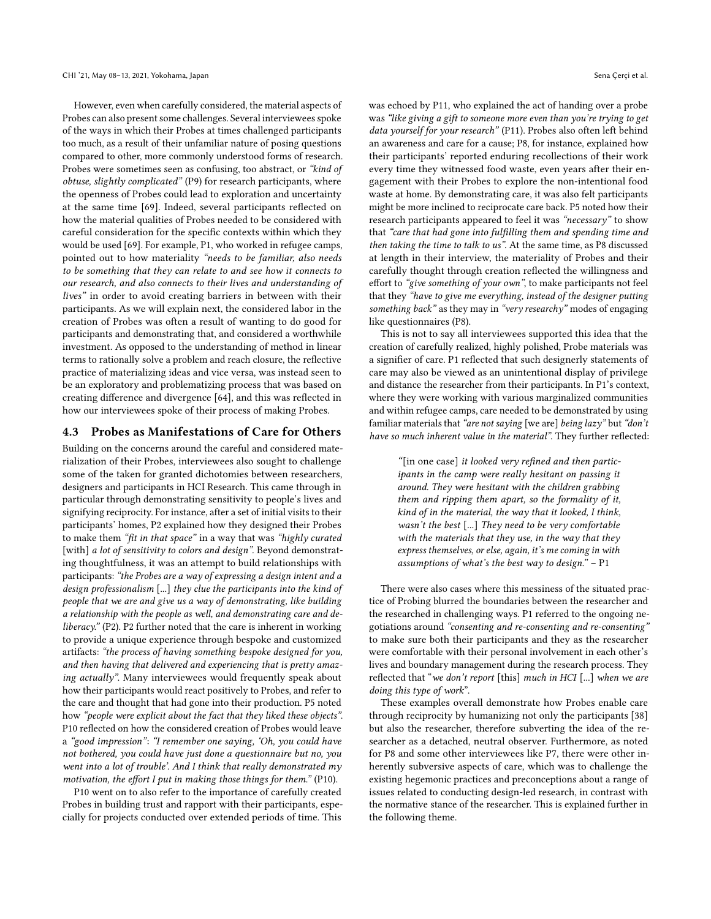However, even when carefully considered, the material aspects of Probes can also present some challenges. Several interviewees spoke of the ways in which their Probes at times challenged participants too much, as a result of their unfamiliar nature of posing questions compared to other, more commonly understood forms of research. Probes were sometimes seen as confusing, too abstract, or *"kind of obtuse, slightly complicated"* (P9) for research participants, where the openness of Probes could lead to exploration and uncertainty at the same time [69]. Indeed, several participants reflected on how the material qualities of Probes needed to be considered with careful consideration for the specific contexts within which they would be used [69]. For example, P1, who worked in refugee camps, pointed out to how materiality *"needs to be familiar, also needs to be something that they can relate to and see how it connects to our research, and also connects to their lives and understanding of lives"* in order to avoid creating barriers in between with their participants. As we will explain next, the considered labor in the creation of Probes was often a result of wanting to do good for participants and demonstrating that, and considered a worthwhile investment. As opposed to the understanding of method in linear terms to rationally solve a problem and reach closure, the reflective practice of materializing ideas and vice versa, was instead seen to be an exploratory and problematizing process that was based on creating difference and divergence [64], and this was reflected in how our interviewees spoke of their process of making Probes.

### 4.3 Probes as Manifestations of Care for Others

Building on the concerns around the careful and considered materialization of their Probes, interviewees also sought to challenge some of the taken for granted dichotomies between researchers, designers and participants in HCI Research. This came through in particular through demonstrating sensitivity to people's lives and signifying reciprocity. For instance, after a set of initial visits to their participants' homes, P2 explained how they designed their Probes to make them *"fit in that space"* in a way that was *"highly curated* [with] *a lot of sensitivity to colors and design"*. Beyond demonstrating thoughtfulness, it was an attempt to build relationships with participants: *"the Probes are a way of expressing a design intent and a design professionalism* [...] *they clue the participants into the kind of people that we are and give us a way of demonstrating, like building a relationship with the people as well, and demonstrating care and deliberacy."* (P2). P2 further noted that the care is inherent in working to provide a unique experience through bespoke and customized artifacts: *"the process of having something bespoke designed for you, and then having that delivered and experiencing that is pretty amazing actually"*. Many interviewees would frequently speak about how their participants would react positively to Probes, and refer to the care and thought that had gone into their production. P5 noted how *"people were explicit about the fact that they liked these objects"*. P10 reflected on how the considered creation of Probes would leave a *"good impression"*: *"I remember one saying, 'Oh, you could have not bothered, you could have just done a questionnaire but no, you went into a lot of trouble'. And I think that really demonstrated my motivation, the effort I put in making those things for them."* (P10).

P10 went on to also refer to the importance of carefully created Probes in building trust and rapport with their participants, especially for projects conducted over extended periods of time. This was echoed by P11, who explained the act of handing over a probe was *"like giving a gift to someone more even than you're trying to get data yourself for your research"* (P11). Probes also often left behind an awareness and care for a cause; P8, for instance, explained how their participants' reported enduring recollections of their work every time they witnessed food waste, even years after their engagement with their Probes to explore the non-intentional food waste at home. By demonstrating care, it was also felt participants might be more inclined to reciprocate care back. P5 noted how their research participants appeared to feel it was *"necessary"* to show that *"care that had gone into fulfilling them and spending time and then taking the time to talk to us"*. At the same time, as P8 discussed at length in their interview, the materiality of Probes and their carefully thought through creation reflected the willingness and effort to *"give something of your own"*, to make participants not feel that they *"have to give me everything, instead of the designer putting something back"* as they may in *"very researchy"* modes of engaging like questionnaires (P8).

This is not to say all interviewees supported this idea that the creation of carefully realized, highly polished, Probe materials was a signifier of care. P1 reflected that such designerly statements of care may also be viewed as an unintentional display of privilege and distance the researcher from their participants. In P1's context, where they were working with various marginalized communities and within refugee camps, care needed to be demonstrated by using familiar materials that *"are not saying* [we are] *being lazy"* but *"don't have so much inherent value in the material"*. They further reflected:

> "[in one case] *it looked very refined and then participants in the camp were really hesitant on passing it around. They were hesitant with the children grabbing them and ripping them apart, so the formality of it, kind of in the material, the way that it looked, I think, wasn't the best* [...] *They need to be very comfortable with the materials that they use, in the way that they express themselves, or else, again, it's me coming in with assumptions of what's the best way to design."* – P1

There were also cases where this messiness of the situated practice of Probing blurred the boundaries between the researcher and the researched in challenging ways. P1 referred to the ongoing negotiations around *"consenting and re-consenting and re-consenting"* to make sure both their participants and they as the researcher were comfortable with their personal involvement in each other's lives and boundary management during the research process. They reflected that "*we don't report* [this] *much in HCI* [...] *when we are doing this type of work*".

These examples overall demonstrate how Probes enable care through reciprocity by humanizing not only the participants [38] but also the researcher, therefore subverting the idea of the researcher as a detached, neutral observer. Furthermore, as noted for P8 and some other interviewees like P7, there were other inherently subversive aspects of care, which was to challenge the existing hegemonic practices and preconceptions about a range of issues related to conducting design-led research, in contrast with the normative stance of the researcher. This is explained further in the following theme.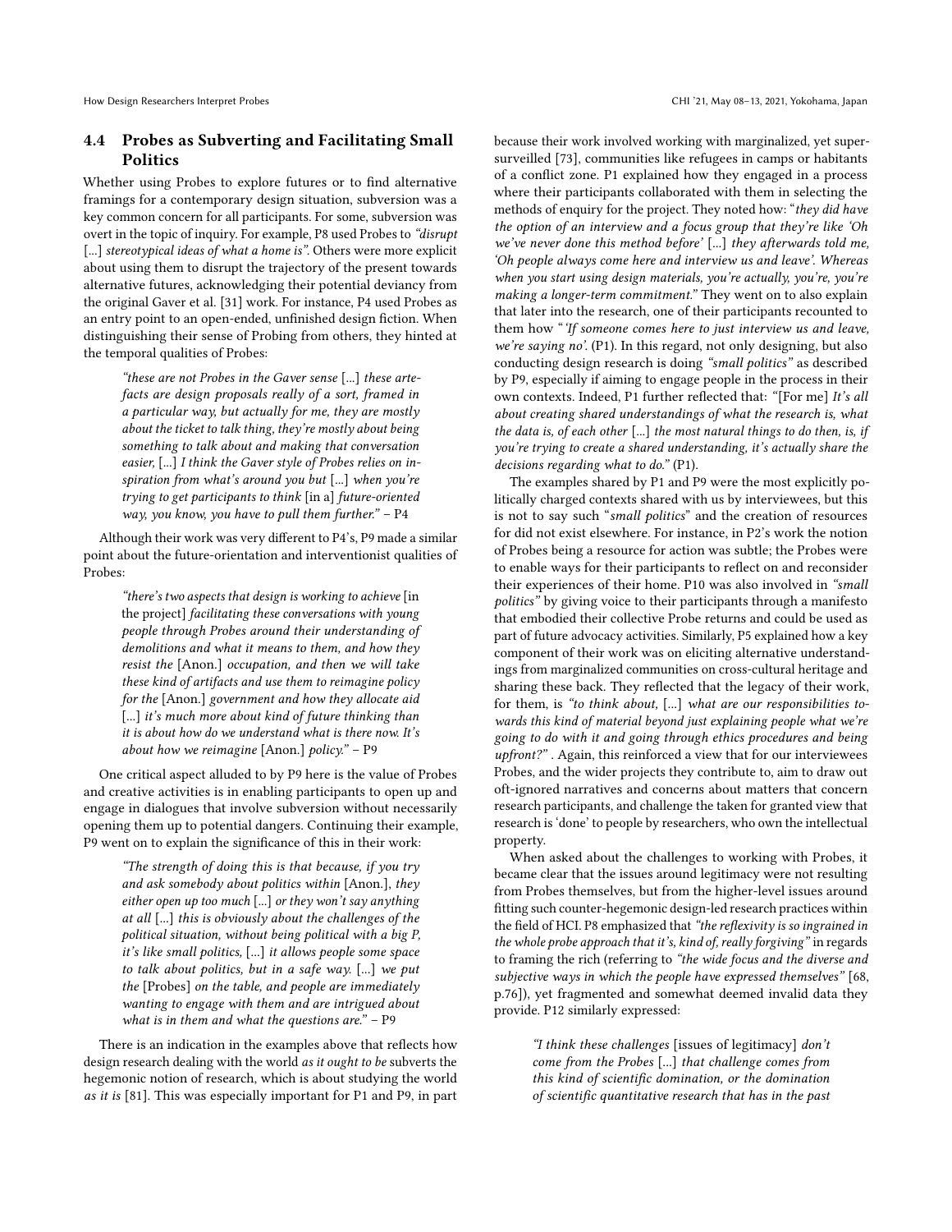### 4.4 Probes as Subverting and Facilitating Small Politics

Whether using Probes to explore futures or to find alternative framings for a contemporary design situation, subversion was a key common concern for all participants. For some, subversion was overt in the topic of inquiry. For example, P8 used Probes to *"disrupt* [...] *stereotypical ideas of what a home is"*. Others were more explicit about using them to disrupt the trajectory of the present towards alternative futures, acknowledging their potential deviancy from the original Gaver et al. [31] work. For instance, P4 used Probes as an entry point to an open-ended, unfinished design fiction. When distinguishing their sense of Probing from others, they hinted at the temporal qualities of Probes:

> *"these are not Probes in the Gaver sense* [...] *these artefacts are design proposals really of a sort, framed in a particular way, but actually for me, they are mostly about the ticket to talk thing, they're mostly about being something to talk about and making that conversation easier,* [...] *I think the Gaver style of Probes relies on inspiration from what's around you but* [...] *when you're trying to get participants to think* [in a] *future-oriented way, you know, you have to pull them further."* – P4

Although their work was very different to P4's, P9 made a similar point about the future-orientation and interventionist qualities of Probes:

> *"there's two aspects that design is working to achieve* [in the project] *facilitating these conversations with young people through Probes around their understanding of demolitions and what it means to them, and how they resist the* [Anon.] *occupation, and then we will take these kind of artifacts and use them to reimagine policy for the* [Anon.] *government and how they allocate aid* [...] *it's much more about kind of future thinking than it is about how do we understand what is there now. It's about how we reimagine* [Anon.] *policy."* – P9

One critical aspect alluded to by P9 here is the value of Probes and creative activities is in enabling participants to open up and engage in dialogues that involve subversion without necessarily opening them up to potential dangers. Continuing their example, P9 went on to explain the significance of this in their work:

> *"The strength of doing this is that because, if you try and ask somebody about politics within* [Anon.], *they either open up too much* [...] *or they won't say anything at all* [...] *this is obviously about the challenges of the political situation, without being political with a big P, it's like small politics,* [...] *it allows people some space to talk about politics, but in a safe way.* [...] *we put the* [Probes] *on the table, and people are immediately wanting to engage with them and are intrigued about what is in them and what the questions are."* – P9

There is an indication in the examples above that reflects how design research dealing with the world *as it ought to be* subverts the hegemonic notion of research, which is about studying the world *as it is* [81]. This was especially important for P1 and P9, in part because their work involved working with marginalized, yet super-surveilled [73], communities like refugees in camps or habitants of a conflict zone. P1 explained how they engaged in a process where their participants collaborated with them in selecting the methods of enquiry for the project. They noted how: "*they did have the option of an interview and a focus group that they're like 'Oh we've never done this method before'* [...] *they afterwards told me, 'Oh people always come here and interview us and leave'. Whereas when you start using design materials, you're actually, you're, you're making a longer-term commitment.*" They went on to also explain that later into the research, one of their participants recounted to them how "*'If someone comes here to just interview us and leave, we're saying no'.* (P1). In this regard, not only designing, but also conducting design research is doing *"small politics"* as described by P9, especially if aiming to engage people in the process in their own contexts. Indeed, P1 further reflected that: "[For me] *It's all about creating shared understandings of what the research is, what the data is, of each other* [...] *the most natural things to do then, is, if you're trying to create a shared understanding, it's actually share the decisions regarding what to do.*" (P1).

The examples shared by P1 and P9 were the most explicitly politically charged contexts shared with us by interviewees, but this is not to say such "*small politics*" and the creation of resources for did not exist elsewhere. For instance, in P2's work the notion of Probes being a resource for action was subtle; the Probes were to enable ways for their participants to reflect on and reconsider their experiences of their home. P10 was also involved in *"small politics"* by giving voice to their participants through a manifesto that embodied their collective Probe returns and could be used as part of future advocacy activities. Similarly, P5 explained how a key component of their work was on eliciting alternative understandings from marginalized communities on cross-cultural heritage and sharing these back. They reflected that the legacy of their work, for them, is *"to think about,* [...] *what are our responsibilities towards this kind of material beyond just explaining people what we're going to do with it and going through ethics procedures and being upfront?"* . Again, this reinforced a view that for our interviewees Probes, and the wider projects they contribute to, aim to draw out oft-ignored narratives and concerns about matters that concern research participants, and challenge the taken for granted view that research is 'done' to people by researchers, who own the intellectual property.

When asked about the challenges to working with Probes, it became clear that the issues around legitimacy were not resulting from Probes themselves, but from the higher-level issues around fitting such counter-hegemonic design-led research practices within the field of HCI. P8 emphasized that *"the reflexivity is so ingrained in the whole probe approach that it's, kind of, really forgiving"* in regards to framing the rich (referring to *"the wide focus and the diverse and subjective ways in which the people have expressed themselves"* [68, p.76]), yet fragmented and somewhat deemed invalid data they provide. P12 similarly expressed:

> *"I think these challenges* [issues of legitimacy] *don't come from the Probes* [...] *that challenge comes from this kind of scientific domination, or the domination of scientific quantitative research that has in the past*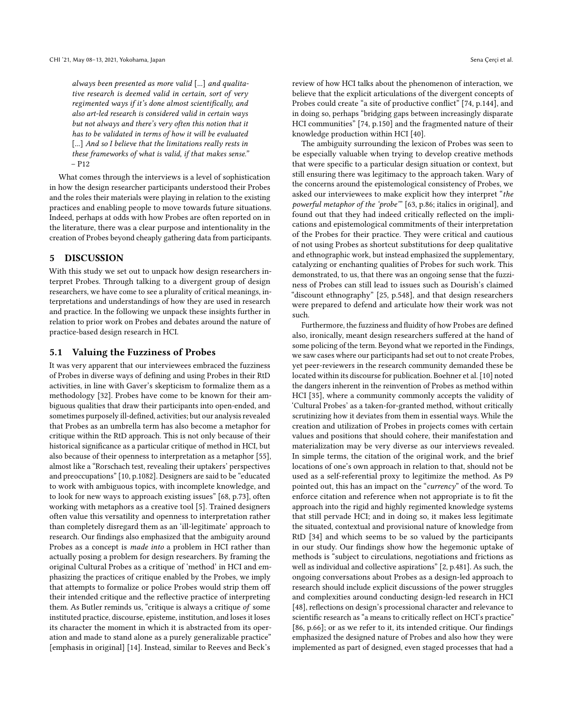*always been presented as more valid [...] and qualitative research is deemed valid in certain, sort of very regimented ways if it's done almost scientifically, and also art-led research is considered valid in certain ways but not always and there's very often this notion that it has to be validated in terms of how it will be evaluated [...] And so I believe that the limitations really rests in these frameworks of what is valid, if that makes sense."* – P12

What comes through the interviews is a level of sophistication in how the design researcher participants understood their Probes and the roles their materials were playing in relation to the existing practices and enabling people to move towards future situations. Indeed, perhaps at odds with how Probes are often reported on in the literature, there was a clear purpose and intentionality in the creation of Probes beyond cheaply gathering data from participants.

# 5 DISCUSSION

With this study we set out to unpack how design researchers interpret Probes. Through talking to a divergent group of design researchers, we have come to see a plurality of critical meanings, interpretations and understandings of how they are used in research and practice. In the following we unpack these insights further in relation to prior work on Probes and debates around the nature of practice-based design research in HCI.

## 5.1 Valuing the Fuzziness of Probes

It was very apparent that our interviewees embraced the fuzziness of Probes in diverse ways of defining and using Probes in their RtD activities, in line with Gaver's skepticism to formalize them as a methodology [32]. Probes have come to be known for their ambiguous qualities that draw their participants into open-ended, and sometimes purposely ill-defined, activities; but our analysis revealed that Probes as an umbrella term has also become a metaphor for critique within the RtD approach. This is not only because of their historical significance as a particular critique of method in HCI, but also because of their openness to interpretation as a metaphor [55], almost like a "Rorschach test, revealing their uptakers' perspectives and preoccupations" [10, p.1082]. Designers are said to be "educated to work with ambiguous topics, with incomplete knowledge, and to look for new ways to approach existing issues" [68, p.73], often working with metaphors as a creative tool [5]. Trained designers often value this versatility and openness to interpretation rather than completely disregard them as an 'ill-legitimate' approach to research. Our findings also emphasized that the ambiguity around Probes as a concept is *made into* a problem in HCI rather than actually posing a problem for design researchers. By framing the original Cultural Probes as a critique of 'method' in HCI and emphasizing the practices of critique enabled by the Probes, we imply that attempts to formalize or police Probes would strip them off their intended critique and the reflective practice of interpreting them. As Butler reminds us, "critique is always a critique *of* some instituted practice, discourse, episteme, institution, and loses it loses its character the moment in which it is abstracted from its operation and made to stand alone as a purely generalizable practice" [emphasis in original] [14]. Instead, similar to Reeves and Beck's review of how HCI talks about the phenomenon of interaction, we believe that the explicit articulations of the divergent concepts of Probes could create "a site of productive conflict" [74, p.144], and in doing so, perhaps "bridging gaps between increasingly disparate HCI communities" [74, p.150] and the fragmented nature of their knowledge production within HCI [40].

The ambiguity surrounding the lexicon of Probes was seen to be especially valuable when trying to develop creative methods that were specific to a particular design situation or context, but still ensuring there was legitimacy to the approach taken. Wary of the concerns around the epistemological consistency of Probes, we asked our interviewees to make explicit how they interpret "*the powerful metaphor of the 'probe'*" [63, p.86; italics in original], and found out that they had indeed critically reflected on the implications and epistemological commitments of their interpretation of the Probes for their practice. They were critical and cautious of not using Probes as shortcut substitutions for deep qualitative and ethnographic work, but instead emphasized the supplementary, catalyzing or enchanting qualities of Probes for such work. This demonstrated, to us, that there was an ongoing sense that the fuzziness of Probes can still lead to issues such as Dourish's claimed "discount ethnography" [25, p.548], and that design researchers were prepared to defend and articulate how their work was not such.

Furthermore, the fuzziness and fluidity of how Probes are defined also, ironically, meant design researchers suffered at the hand of some policing of the term. Beyond what we reported in the Findings, we saw cases where our participants had set out to not create Probes, yet peer-reviewers in the research community demanded these be located within its discourse for publication. Boehner et al. [10] noted the dangers inherent in the reinvention of Probes as method within HCI [35], where a community commonly accepts the validity of 'Cultural Probes' as a taken-for-granted method, without critically scrutinizing how it deviates from them in essential ways. While the creation and utilization of Probes in projects comes with certain values and positions that should cohere, their manifestation and materialization may be very diverse as our interviews revealed. In simple terms, the citation of the original work, and the brief locations of one's own approach in relation to that, should not be used as a self-referential proxy to legitimize the method. As P9 pointed out, this has an impact on the "*currency*" of the word. To enforce citation and reference when not appropriate is to fit the approach into the rigid and highly regimented knowledge systems that still pervade HCI; and in doing so, it makes less legitimate the situated, contextual and provisional nature of knowledge from RtD [34] and which seems to be so valued by the participants in our study. Our findings show how the hegemonic uptake of methods is "subject to circulations, negotiations and frictions as well as individual and collective aspirations" [2, p.481]. As such, the ongoing conversations about Probes as a design-led approach to research should include explicit discussions of the power struggles and complexities around conducting design-led research in HCI [48], reflections on design's processional character and relevance to scientific research as "a means to critically reflect on HCI's practice" [86, p.66]; or as we refer to it, its intended critique. Our findings emphasized the designed nature of Probes and also how they were implemented as part of designed, even staged processes that had a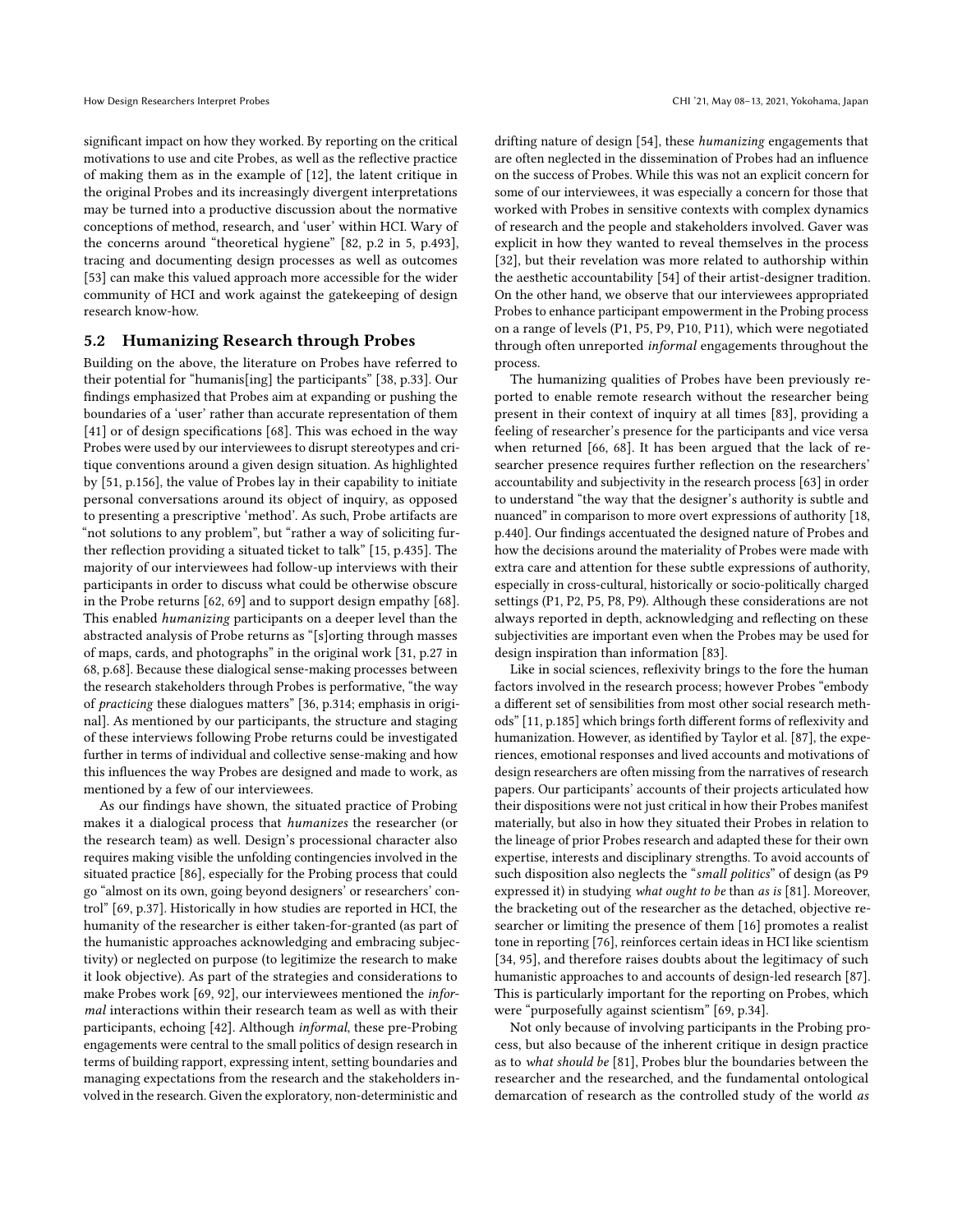significant impact on how they worked. By reporting on the critical motivations to use and cite Probes, as well as the reflective practice of making them as in the example of [12], the latent critique in the original Probes and its increasingly divergent interpretations may be turned into a productive discussion about the normative conceptions of method, research, and 'user' within HCI. Wary of the concerns around "theoretical hygiene" [82, p.2 in 5, p.493], tracing and documenting design processes as well as outcomes [53] can make this valued approach more accessible for the wider community of HCI and work against the gatekeeping of design research know-how.

## 5.2 Humanizing Research through Probes

Building on the above, the literature on Probes have referred to their potential for "humanis[ing] the participants" [38, p.33]. Our findings emphasized that Probes aim at expanding or pushing the boundaries of a 'user' rather than accurate representation of them [41] or of design specifications [68]. This was echoed in the way Probes were used by our interviewees to disrupt stereotypes and critique conventions around a given design situation. As highlighted by [51, p.156], the value of Probes lay in their capability to initiate personal conversations around its object of inquiry, as opposed to presenting a prescriptive 'method'. As such, Probe artifacts are "not solutions to any problem", but "rather a way of soliciting further reflection providing a situated ticket to talk" [15, p.435]. The majority of our interviewees had follow-up interviews with their participants in order to discuss what could be otherwise obscure in the Probe returns [62, 69] and to support design empathy [68]. This enabled *humanizing* participants on a deeper level than the abstracted analysis of Probe returns as "[s]orting through masses of maps, cards, and photographs" in the original work [31, p.27 in 68, p.68]. Because these dialogical sense-making processes between the research stakeholders through Probes is performative, "the way of *practicing* these dialogues matters" [36, p.314; emphasis in original]. As mentioned by our participants, the structure and staging of these interviews following Probe returns could be investigated further in terms of individual and collective sense-making and how this influences the way Probes are designed and made to work, as mentioned by a few of our interviewees.

As our findings have shown, the situated practice of Probing makes it a dialogical process that *humanizes* the researcher (or the research team) as well. Design's processional character also requires making visible the unfolding contingencies involved in the situated practice [86], especially for the Probing process that could go "almost on its own, going beyond designers' or researchers' control" [69, p.37]. Historically in how studies are reported in HCI, the humanity of the researcher is either taken-for-granted (as part of the humanistic approaches acknowledging and embracing subjectivity) or neglected on purpose (to legitimize the research to make it look objective). As part of the strategies and considerations to make Probes work [69, 92], our interviewees mentioned the *informal* interactions within their research team as well as with their participants, echoing [42]. Although *informal*, these pre-Probing engagements were central to the small politics of design research in terms of building rapport, expressing intent, setting boundaries and managing expectations from the research and the stakeholders involved in the research. Given the exploratory, non-deterministic and drifting nature of design [54], these *humanizing* engagements that are often neglected in the dissemination of Probes had an influence on the success of Probes. While this was not an explicit concern for some of our interviewees, it was especially a concern for those that worked with Probes in sensitive contexts with complex dynamics of research and the people and stakeholders involved. Gaver was explicit in how they wanted to reveal themselves in the process [32], but their revelation was more related to authorship within the aesthetic accountability [54] of their artist-designer tradition. On the other hand, we observe that our interviewees appropriated Probes to enhance participant empowerment in the Probing process on a range of levels (P1, P5, P9, P10, P11), which were negotiated through often unreported *informal* engagements throughout the process.

The humanizing qualities of Probes have been previously reported to enable remote research without the researcher being present in their context of inquiry at all times [83], providing a feeling of researcher's presence for the participants and vice versa when returned [66, 68]. It has been argued that the lack of researcher presence requires further reflection on the researchers' accountability and subjectivity in the research process [63] in order to understand "the way that the designer's authority is subtle and nuanced" in comparison to more overt expressions of authority [18, p.440]. Our findings accentuated the designed nature of Probes and how the decisions around the materiality of Probes were made with extra care and attention for these subtle expressions of authority, especially in cross-cultural, historically or socio-politically charged settings (P1, P2, P5, P8, P9). Although these considerations are not always reported in depth, acknowledging and reflecting on these subjectivities are important even when the Probes may be used for design inspiration than information [83].

Like in social sciences, reflexivity brings to the fore the human factors involved in the research process; however Probes "embody a different set of sensibilities from most other social research methods" [11, p.185] which brings forth different forms of reflexivity and humanization. However, as identified by Taylor et al. [87], the experiences, emotional responses and lived accounts and motivations of design researchers are often missing from the narratives of research papers. Our participants' accounts of their projects articulated how their dispositions were not just critical in how their Probes manifest materially, but also in how they situated their Probes in relation to the lineage of prior Probes research and adapted these for their own expertise, interests and disciplinary strengths. To avoid accounts of such disposition also neglects the "*small politics*" of design (as P9 expressed it) in studying *what ought to be* than *as is* [81]. Moreover, the bracketing out of the researcher as the detached, objective researcher or limiting the presence of them [16] promotes a realist tone in reporting [76], reinforces certain ideas in HCI like scientism [34, 95], and therefore raises doubts about the legitimacy of such humanistic approaches to and accounts of design-led research [87]. This is particularly important for the reporting on Probes, which were "purposefully against scientism" [69, p.34].

Not only because of involving participants in the Probing process, but also because of the inherent critique in design practice as to *what should be* [81], Probes blur the boundaries between the researcher and the researched, and the fundamental ontological demarcation of research as the controlled study of the world *as*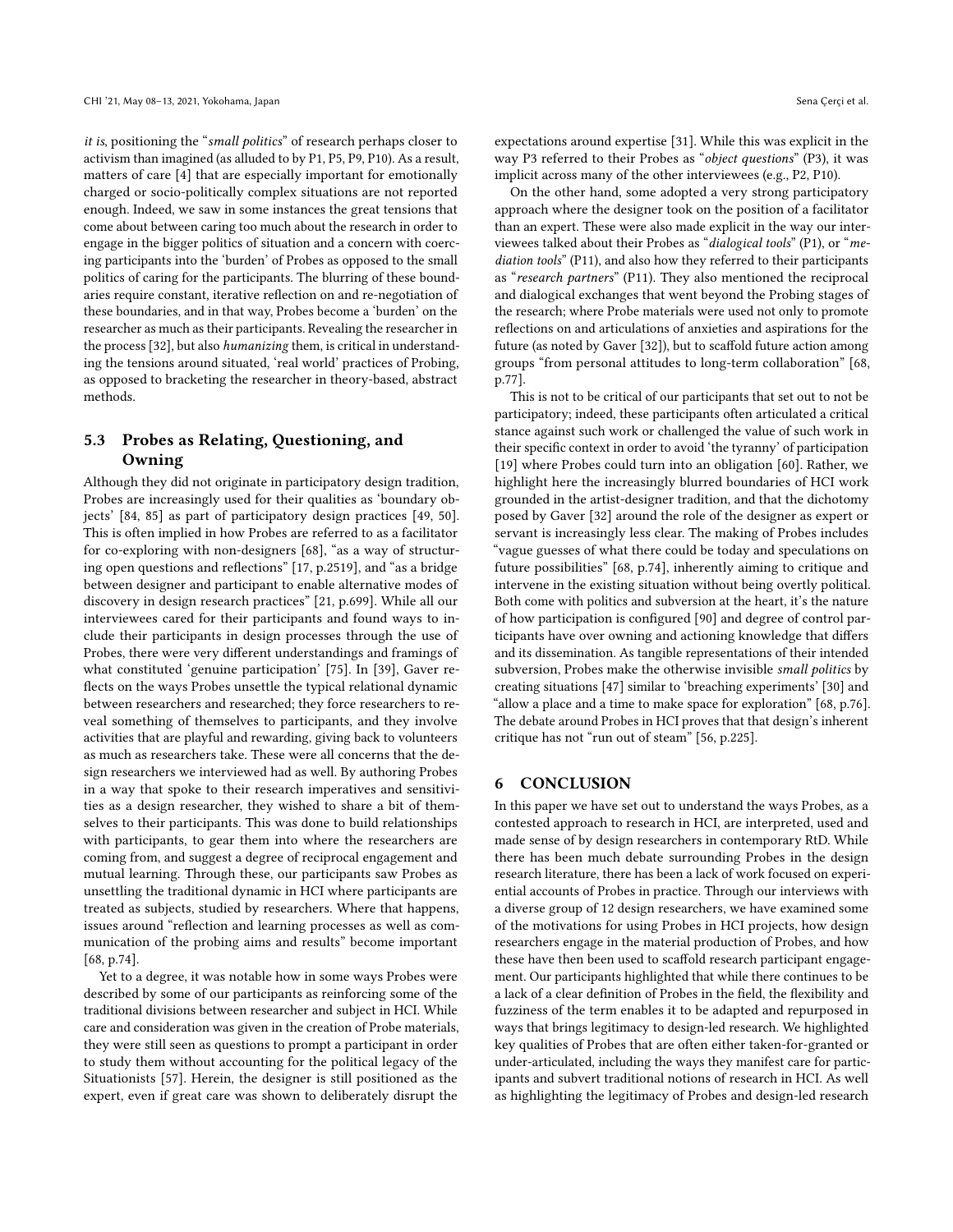*it is*, positioning the "*small politics*" of research perhaps closer to activism than imagined (as alluded to by P1, P5, P9, P10). As a result, matters of care [4] that are especially important for emotionally charged or socio-politically complex situations are not reported enough. Indeed, we saw in some instances the great tensions that come about between caring too much about the research in order to engage in the bigger politics of situation and a concern with coercing participants into the 'burden' of Probes as opposed to the small politics of caring for the participants. The blurring of these boundaries require constant, iterative reflection on and re-negotiation of these boundaries, and in that way, Probes become a 'burden' on the researcher as much as their participants. Revealing the researcher in the process [32], but also *humanizing* them, is critical in understanding the tensions around situated, 'real world' practices of Probing, as opposed to bracketing the researcher in theory-based, abstract methods.

## 5.3 Probes as Relating, Questioning, and Owning

Although they did not originate in participatory design tradition, Probes are increasingly used for their qualities as 'boundary objects' [84, 85] as part of participatory design practices [49, 50]. This is often implied in how Probes are referred to as a facilitator for co-exploring with non-designers [68], "as a way of structuring open questions and reflections" [17, p.2519], and "as a bridge between designer and participant to enable alternative modes of discovery in design research practices" [21, p.699]. While all our interviewees cared for their participants and found ways to include their participants in design processes through the use of Probes, there were very different understandings and framings of what constituted 'genuine participation' [75]. In [39], Gaver reflects on the ways Probes unsettle the typical relational dynamic between researchers and researched; they force researchers to reveal something of themselves to participants, and they involve activities that are playful and rewarding, giving back to volunteers as much as researchers take. These were all concerns that the design researchers we interviewed had as well. By authoring Probes in a way that spoke to their research imperatives and sensitivities as a design researcher, they wished to share a bit of themselves to their participants. This was done to build relationships with participants, to gear them into where the researchers are coming from, and suggest a degree of reciprocal engagement and mutual learning. Through these, our participants saw Probes as unsettling the traditional dynamic in HCI where participants are treated as subjects, studied by researchers. Where that happens, issues around "reflection and learning processes as well as communication of the probing aims and results" become important [68, p.74].

Yet to a degree, it was notable how in some ways Probes were described by some of our participants as reinforcing some of the traditional divisions between researcher and subject in HCI. While care and consideration was given in the creation of Probe materials, they were still seen as questions to prompt a participant in order to study them without accounting for the political legacy of the Situationists [57]. Herein, the designer is still positioned as the expert, even if great care was shown to deliberately disrupt the expectations around expertise [31]. While this was explicit in the way P3 referred to their Probes as "*object questions*" (P3), it was implicit across many of the other interviewees (e.g., P2, P10).

On the other hand, some adopted a very strong participatory approach where the designer took on the position of a facilitator than an expert. These were also made explicit in the way our interviewees talked about their Probes as "*dialogical tools*" (P1), or "*mediation tools*" (P11), and also how they referred to their participants as "*research partners*" (P11). They also mentioned the reciprocal and dialogical exchanges that went beyond the Probing stages of the research; where Probe materials were used not only to promote reflections on and articulations of anxieties and aspirations for the future (as noted by Gaver [32]), but to scaffold future action among groups "from personal attitudes to long-term collaboration" [68, p.77].

This is not to be critical of our participants that set out to not be participatory; indeed, these participants often articulated a critical stance against such work or challenged the value of such work in their specific context in order to avoid 'the tyranny' of participation [19] where Probes could turn into an obligation [60]. Rather, we highlight here the increasingly blurred boundaries of HCI work grounded in the artist-designer tradition, and that the dichotomy posed by Gaver [32] around the role of the designer as expert or servant is increasingly less clear. The making of Probes includes "vague guesses of what there could be today and speculations on future possibilities" [68, p.74], inherently aiming to critique and intervene in the existing situation without being overtly political. Both come with politics and subversion at the heart, it's the nature of how participation is configured [90] and degree of control participants have over owning and actioning knowledge that differs and its dissemination. As tangible representations of their intended subversion, Probes make the otherwise invisible *small politics* by creating situations [47] similar to 'breaching experiments' [30] and "allow a place and a time to make space for exploration" [68, p.76]. The debate around Probes in HCI proves that that design's inherent critique has not "run out of steam" [56, p.225].

# 6 CONCLUSION

In this paper we have set out to understand the ways Probes, as a contested approach to research in HCI, are interpreted, used and made sense of by design researchers in contemporary RtD. While there has been much debate surrounding Probes in the design research literature, there has been a lack of work focused on experiential accounts of Probes in practice. Through our interviews with a diverse group of 12 design researchers, we have examined some of the motivations for using Probes in HCI projects, how design researchers engage in the material production of Probes, and how these have then been used to scaffold research participant engagement. Our participants highlighted that while there continues to be a lack of a clear definition of Probes in the field, the flexibility and fuzziness of the term enables it to be adapted and repurposed in ways that brings legitimacy to design-led research. We highlighted key qualities of Probes that are often either taken-for-granted or under-articulated, including the ways they manifest care for participants and subvert traditional notions of research in HCI. As well as highlighting the legitimacy of Probes and design-led research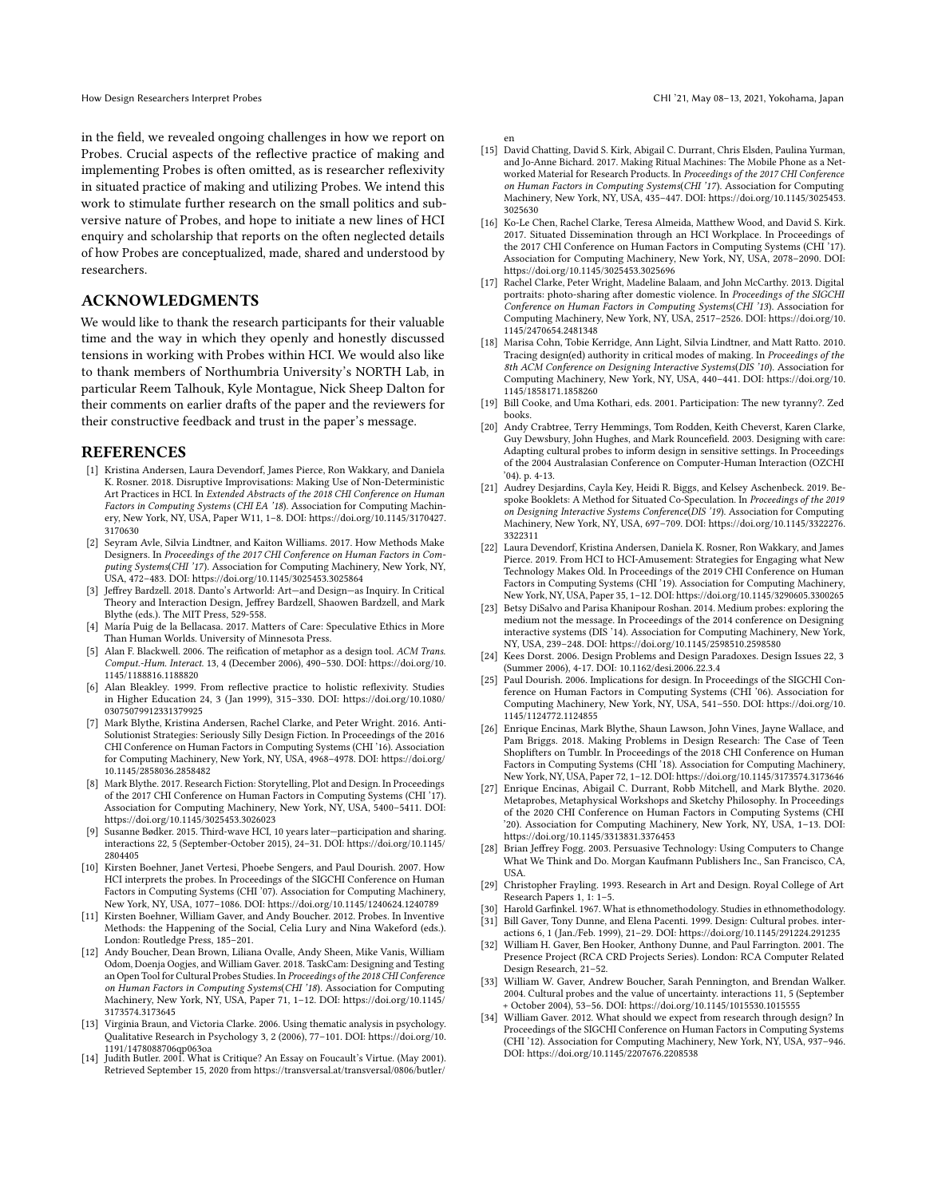in the field, we revealed ongoing challenges in how we report on Probes. Crucial aspects of the reflective practice of making and implementing Probes is often omitted, as is researcher reflexivity in situated practice of making and utilizing Probes. We intend this work to stimulate further research on the small politics and subversive nature of Probes, and hope to initiate a new lines of HCI enquiry and scholarship that reports on the often neglected details of how Probes are conceptualized, made, shared and understood by researchers.

## ACKNOWLEDGMENTS

We would like to thank the research participants for their valuable time and the way in which they openly and honestly discussed tensions in working with Probes within HCI. We would also like to thank members of Northumbria University's NORTH Lab, in particular Reem Talhouk, Kyle Montague, Nick Sheep Dalton for their comments on earlier drafts of the paper and the reviewers for their constructive feedback and trust in the paper's message.

## REFERENCES

- [1] Kristina Andersen, Laura Devendorf, James Pierce, Ron Wakkary, and Daniela K. Rosner. 2018. Disruptive Improvisations: Making Use of Non-Deterministic Art Practices in HCI. In *Extended Abstracts of the 2018 CHI Conference on Human Factors in Computing Systems* (*CHI EA '18*). Association for Computing Machinery, New York, NY, USA, Paper W11, 1–8. DOI: https://doi.org/10.1145/3170427.3170630
- [2] Seyram Avle, Silvia Lindtner, and Kaiton Williams. 2017. How Methods Make Designers. In *Proceedings of the 2017 CHI Conference on Human Factors in Computing Systems*(*CHI '17*). Association for Computing Machinery, New York, NY, USA, 472–483. DOI: https://doi.org/10.1145/3025453.3025864
- [3] Jeffrey Bardzell. 2018. Danto's Artworld: Art—and Design—as Inquiry. In Critical Theory and Interaction Design, Jeffrey Bardzell, Shaowen Bardzell, and Mark Blythe (eds.). The MIT Press, 529-558.
- [4] María Puig de la Bellacasa. 2017. Matters of Care: Speculative Ethics in More Than Human Worlds. University of Minnesota Press.
- [5] Alan F. Blackwell. 2006. The reification of metaphor as a design tool. *ACM Trans. Comput.-Hum. Interact.* 13, 4 (December 2006), 490–530. DOI: https://doi.org/10.1145/1188816.1188820
- [6] Alan Bleakley. 1999. From reflective practice to holistic reflexivity. Studies in Higher Education 24, 3 (Jan 1999), 315–330. DOI: https://doi.org/10.1080/03075079912331379925
- [7] Mark Blythe, Kristina Andersen, Rachel Clarke, and Peter Wright. 2016. Anti-Solutionist Strategies: Seriously Silly Design Fiction. In Proceedings of the 2016 CHI Conference on Human Factors in Computing Systems (CHI '16). Association for Computing Machinery, New York, NY, USA, 4968–4978. DOI: https://doi.org/10.1145/2858036.2858482
- [8] Mark Blythe. 2017. Research Fiction: Storytelling, Plot and Design. In Proceedings of the 2017 CHI Conference on Human Factors in Computing Systems (CHI '17). Association for Computing Machinery, New York, NY, USA, 5400–5411. DOI: https://doi.org/10.1145/3025453.3026023
- [9] Susanne Bødker. 2015. Third-wave HCI, 10 years later—participation and sharing. interactions 22, 5 (September-October 2015), 24–31. DOI: https://doi.org/10.1145/2804405
- [10] Kirsten Boehner, Janet Vertesi, Phoebe Sengers, and Paul Dourish. 2007. How HCI interprets the probes. In Proceedings of the SIGCHI Conference on Human Factors in Computing Systems (CHI '07). Association for Computing Machinery, New York, NY, USA, 1077–1086. DOI: https://doi.org/10.1145/1240624.1240789
- [11] Kirsten Boehner, William Gaver, and Andy Boucher. 2012. Probes. In Inventive Methods: the Happening of the Social, Celia Lury and Nina Wakeford (eds.). London: Routledge Press, 185–201.
- [12] Andy Boucher, Dean Brown, Liliana Ovalle, Andy Sheen, Mike Vanis, William Odom, Doenja Oogjes, and William Gaver. 2018. TaskCam: Designing and Testing an Open Tool for Cultural Probes Studies. In *Proceedings of the 2018 CHI Conference on Human Factors in Computing Systems*(*CHI '18*). Association for Computing Machinery, New York, NY, USA, Paper 71, 1–12. DOI: https://doi.org/10.1145/3173574.3173645
- [13] Virginia Braun, and Victoria Clarke. 2006. Using thematic analysis in psychology. Qualitative Research in Psychology 3, 2 (2006), 77–101. DOI: https://doi.org/10.1191/1478088706qp063oa
- [14] Judith Butler. 2001. What is Critique? An Essay on Foucault's Virtue. (May 2001). Retrieved September 15, 2020 from https://transversal.at/transversal/0806/butler/en
- [15] David Chatting, David S. Kirk, Abigail C. Durrant, Chris Elsden, Paulina Yurman, and Jo-Anne Bichard. 2017. Making Ritual Machines: The Mobile Phone as a Networked Material for Research Products. In *Proceedings of the 2017 CHI Conference on Human Factors in Computing Systems*(*CHI '17*). Association for Computing Machinery, New York, NY, USA, 435–447. DOI: https://doi.org/10.1145/3025453.3025630
- [16] Ko-Le Chen, Rachel Clarke, Teresa Almeida, Matthew Wood, and David S. Kirk. 2017. Situated Dissemination through an HCI Workplace. In Proceedings of the 2017 CHI Conference on Human Factors in Computing Systems (CHI '17). Association for Computing Machinery, New York, NY, USA, 2078–2090. DOI: https://doi.org/10.1145/3025453.3025696
- [17] Rachel Clarke, Peter Wright, Madeline Balaam, and John McCarthy. 2013. Digital portraits: photo-sharing after domestic violence. In *Proceedings of the SIGCHI Conference on Human Factors in Computing Systems*(*CHI '13*). Association for Computing Machinery, New York, NY, USA, 2517–2526. DOI: https://doi.org/10.1145/2470654.2481348
- [18] Marisa Cohn, Tobie Kerridge, Ann Light, Silvia Lindtner, and Matt Ratto. 2010. Tracing design(ed) authority in critical modes of making. In *Proceedings of the 8th ACM Conference on Designing Interactive Systems*(*DIS '10*). Association for Computing Machinery, New York, NY, USA, 440–441. DOI: https://doi.org/10.1145/1858171.1858260
- [19] Bill Cooke, and Uma Kothari, eds. 2001. Participation: The new tyranny?. Zed books.
- [20] Andy Crabtree, Terry Hemmings, Tom Rodden, Keith Cheverst, Karen Clarke, Guy Dewsbury, John Hughes, and Mark Rouncefield. 2003. Designing with care: Adapting cultural probes to inform design in sensitive settings. In Proceedings of the 2004 Australasian Conference on Computer-Human Interaction (OZCHI '04). p. 4-13.
- [21] Audrey Desjardins, Cayla Key, Heidi R. Biggs, and Kelsey Aschenbeck. 2019. Bespoke Booklets: A Method for Situated Co-Speculation. In *Proceedings of the 2019 on Designing Interactive Systems Conference*(*DIS '19*). Association for Computing Machinery, New York, NY, USA, 697–709. DOI: https://doi.org/10.1145/3322276.3322311
- [22] Laura Devendorf, Kristina Andersen, Daniela K. Rosner, Ron Wakkary, and James Pierce. 2019. From HCI to HCI-Amusement: Strategies for Engaging what New Technology Makes Old. In Proceedings of the 2019 CHI Conference on Human Factors in Computing Systems (CHI '19). Association for Computing Machinery, New York, NY, USA, Paper 35, 1–12. DOI: https://doi.org/10.1145/3290605.3300265
- [23] Betsy DiSalvo and Parisa Khanipour Roshan. 2014. Medium probes: exploring the medium not the message. In Proceedings of the 2014 conference on Designing interactive systems (DIS '14). Association for Computing Machinery, New York, NY, USA, 239–248. DOI: https://doi.org/10.1145/2598510.2598580
- [24] Kees Dorst. 2006. Design Problems and Design Paradoxes. Design Issues 22, 3 (Summer 2006), 4-17. DOI: 10.1162/desi.2006.22.3.4
- [25] Paul Dourish. 2006. Implications for design. In Proceedings of the SIGCHI Conference on Human Factors in Computing Systems (CHI '06). Association for Computing Machinery, New York, NY, USA, 541–550. DOI: https://doi.org/10.1145/1124772.1124855
- [26] Enrique Encinas, Mark Blythe, Shaun Lawson, John Vines, Jayne Wallace, and Pam Briggs. 2018. Making Problems in Design Research: The Case of Teen Shoplifters on Tumblr. In Proceedings of the 2018 CHI Conference on Human Factors in Computing Systems (CHI '18). Association for Computing Machinery, New York, NY, USA, Paper 72, 1–12. DOI: https://doi.org/10.1145/3173574.3173646
- [27] Enrique Encinas, Abigail C. Durrant, Robb Mitchell, and Mark Blythe. 2020. Metaprobes, Metaphysical Workshops and Sketchy Philosophy. In Proceedings of the 2020 CHI Conference on Human Factors in Computing Systems (CHI '20). Association for Computing Machinery, New York, NY, USA, 1–13. DOI: https://doi.org/10.1145/3313831.3376453
- [28] Brian Jeffrey Fogg. 2003. Persuasive Technology: Using Computers to Change What We Think and Do. Morgan Kaufmann Publishers Inc., San Francisco, CA, USA.
- [29] Christopher Frayling. 1993. Research in Art and Design. Royal College of Art Research Papers 1, 1: 1–5.
- [30] Harold Garfinkel. 1967. What is ethnomethodology. Studies in ethnomethodology.
- [31] Bill Gaver, Tony Dunne, and Elena Pacenti. 1999. Design: Cultural probes. interactions 6, 1 (Jan./Feb. 1999), 21–29. DOI: https://doi.org/10.1145/291224.291235
- [32] William H. Gaver, Ben Hooker, Anthony Dunne, and Paul Farrington. 2001. The Presence Project (RCA CRD Projects Series). London: RCA Computer Related Design Research, 21–52.
- [33] William W. Gaver, Andrew Boucher, Sarah Pennington, and Brendan Walker. 2004. Cultural probes and the value of uncertainty. interactions 11, 5 (September + October 2004), 53–56. DOI: https://doi.org/10.1145/1015530.1015555
- [34] William Gaver. 2012. What should we expect from research through design? In Proceedings of the SIGCHI Conference on Human Factors in Computing Systems (CHI '12). Association for Computing Machinery, New York, NY, USA, 937–946. DOI: https://doi.org/10.1145/2207676.2208538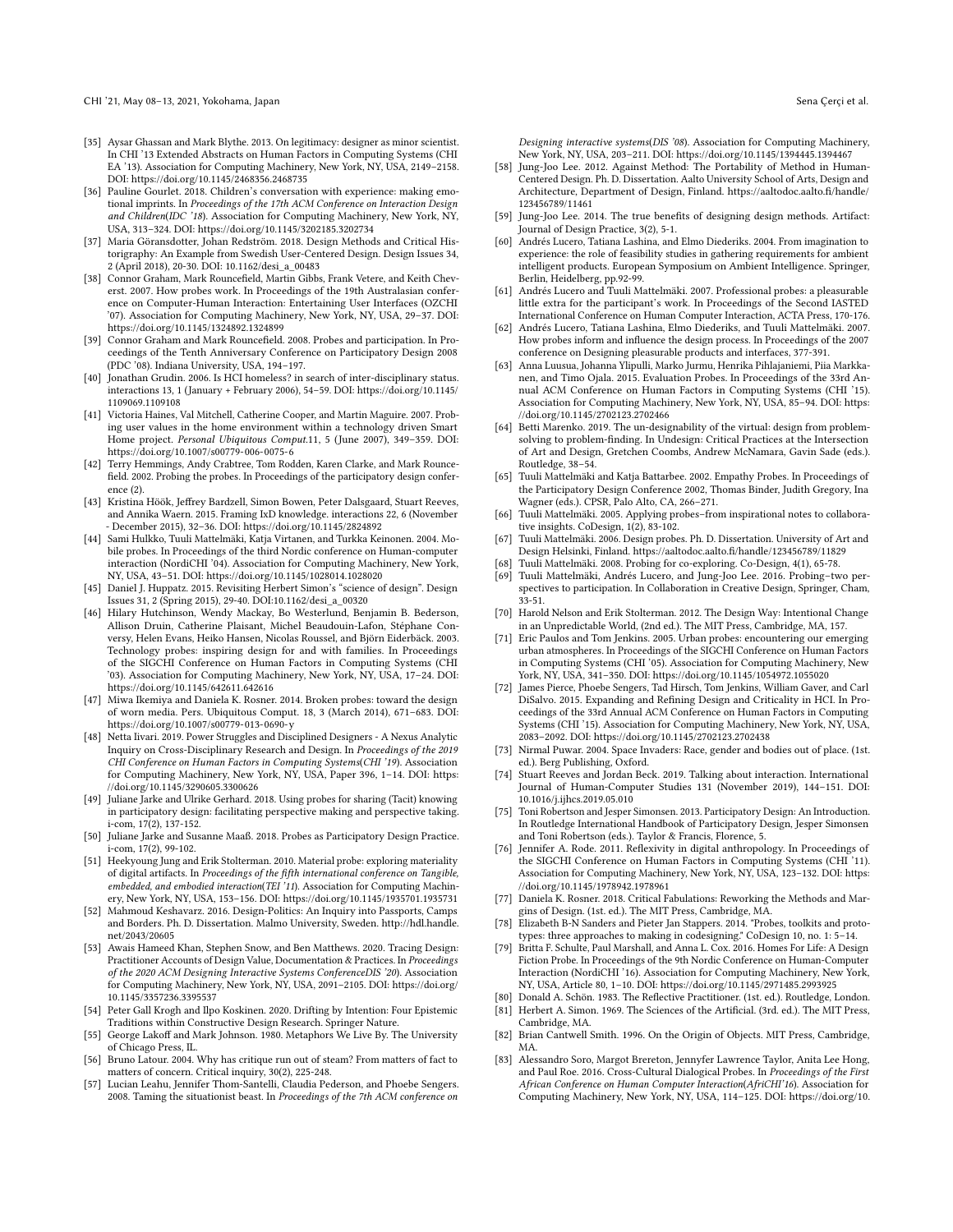[35] Aysar Ghassan and Mark Blythe. 2013. On legitimacy: designer as minor scientist. In CHI '13 Extended Abstracts on Human Factors in Computing Systems (CHI EA '13). Association for Computing Machinery, New York, NY, USA, 2149–2158. DOI: https://doi.org/10.1145/2468356.2468735

[36] Pauline Gourlet. 2018. Children's conversation with experience: making emotional imprints. In *Proceedings of the 17th ACM Conference on Interaction Design and Children(IDC '18)*. Association for Computing Machinery, New York, NY, USA, 313–324. DOI: https://doi.org/10.1145/3202185.3202734

[37] Maria Göransdotter, Johan Redström. 2018. Design Methods and Critical Historigraphy: An Example from Swedish User-Centered Design. Design Issues 34, 2 (April 2018), 20-30. DOI: 10.1162/desi_a_00483

[38] Connor Graham, Mark Rouncefield, Martin Gibbs, Frank Vetere, and Keith Cheverst. 2007. How probes work. In Proceedings of the 19th Australasian conference on Computer-Human Interaction: Entertaining User Interfaces (OZCHI '07). Association for Computing Machinery, New York, NY, USA, 29–37. DOI: https://doi.org/10.1145/1324892.1324899

[39] Connor Graham and Mark Rouncefield. 2008. Probes and participation. In Proceedings of the Tenth Anniversary Conference on Participatory Design 2008 (PDC '08). Indiana University, USA, 194–197.

[40] Jonathan Grudin. 2006. Is HCI homeless? in search of inter-disciplinary status. interactions 13, 1 (January + February 2006), 54–59. DOI: https://doi.org/10.1145/1109069.1109108

[41] Victoria Haines, Val Mitchell, Catherine Cooper, and Martin Maguire. 2007. Probing user values in the home environment within a technology driven Smart Home project. *Personal Ubiquitous Comput.*11, 5 (June 2007), 349–359. DOI: https://doi.org/10.1007/s00779-006-0075-6

[42] Terry Hemmings, Andy Crabtree, Tom Rodden, Karen Clarke, and Mark Rouncefield. 2002. Probing the probes. In Proceedings of the participatory design conference (2).

[43] Kristina Höök, Jeffrey Bardzell, Simon Bowen, Peter Dalsgaard, Stuart Reeves, and Annika Waern. 2015. Framing IxD knowledge. interactions 22, 6 (November - December 2015), 32–36. DOI: https://doi.org/10.1145/2824892

[44] Sami Hulkko, Tuuli Mattelmäki, Katja Virtanen, and Turkka Keinonen. 2004. Mobile probes. In Proceedings of the third Nordic conference on Human-computer interaction (NordiCHI '04). Association for Computing Machinery, New York, NY, USA, 43–51. DOI: https://doi.org/10.1145/1028014.1028020

[45] Daniel J. Huppatz. 2015. Revisiting Herbert Simon's "science of design". Design Issues 31, 2 (Spring 2015), 29-40. DOI:10.1162/desi_a_00320

[46] Hilary Hutchinson, Wendy Mackay, Bo Westerlund, Benjamin B. Bederson, Allison Druin, Catherine Plaisant, Michel Beaudouin-Lafon, Stéphane Conversy, Helen Evans, Heiko Hansen, Nicolas Roussel, and Björn Eiderbäck. 2003. Technology probes: inspiring design for and with families. In Proceedings of the SIGCHI Conference on Human Factors in Computing Systems (CHI '03). Association for Computing Machinery, New York, NY, USA, 17–24. DOI: https://doi.org/10.1145/642611.642616

[47] Miwa Ikemiya and Daniela K. Rosner. 2014. Broken probes: toward the design of worn media. Pers. Ubiquitous Comput. 18, 3 (March 2014), 671–683. DOI: https://doi.org/10.1007/s00779-013-0690-y

[48] Netta Iivari. 2019. Power Struggles and Disciplined Designers - A Nexus Analytic Inquiry on Cross-Disciplinary Research and Design. In *Proceedings of the 2019 CHI Conference on Human Factors in Computing Systems(CHI '19)*. Association for Computing Machinery, New York, NY, USA, Paper 396, 1–14. DOI: https://doi.org/10.1145/3290605.3300626

[49] Juliane Jarke and Ulrike Gerhard. 2018. Using probes for sharing (Tacit) knowing in participatory design: facilitating perspective making and perspective taking. i-com, 17(2), 137-152.

[50] Juliane Jarke and Susanne Maaß. 2018. Probes as Participatory Design Practice. i-com, 17(2), 99-102.

[51] Heekyoung Jung and Erik Stolterman. 2010. Material probe: exploring materiality of digital artifacts. In *Proceedings of the fifth international conference on Tangible, embedded, and embodied interaction(TEI '11)*. Association for Computing Machinery, New York, NY, USA, 153–156. DOI: https://doi.org/10.1145/1935701.1935731

[52] Mahmoud Keshavarz. 2016. Design-Politics: An Inquiry into Passports, Camps and Borders. Ph. D. Dissertation. Malmo University, Sweden. http://hdl.handle.net/2043/20605

[53] Awais Hameed Khan, Stephen Snow, and Ben Matthews. 2020. Tracing Design: Practitioner Accounts of Design Value, Documentation & Practices. In *Proceedings of the 2020 ACM Designing Interactive Systems ConferenceDIS '20)*. Association for Computing Machinery, New York, NY, USA, 2091–2105. DOI: https://doi.org/10.1145/3357236.3395537

[54] Peter Gall Krogh and Ilpo Koskinen. 2020. Drifting by Intention: Four Epistemic Traditions within Constructive Design Research. Springer Nature.

[55] George Lakoff and Mark Johnson. 1980. Metaphors We Live By. The University of Chicago Press, IL.

[56] Bruno Latour. 2004. Why has critique run out of steam? From matters of fact to matters of concern. Critical inquiry, 30(2), 225-248.

[57] Lucian Leahu, Jennifer Thom-Santelli, Claudia Pederson, and Phoebe Sengers. 2008. Taming the situationist beast. In *Proceedings of the 7th ACM conference on Designing interactive systems(DIS '08)*. Association for Computing Machinery, New York, NY, USA, 203–211. DOI: https://doi.org/10.1145/1394445.1394467

[58] Jung-Joo Lee. 2012. Against Method: The Portability of Method in Human-Centered Design. Ph. D. Dissertation. Aalto University School of Arts, Design and Architecture, Department of Design, Finland. https://aaltodoc.aalto.fi/handle/123456789/11461

[59] Jung-Joo Lee. 2014. The true benefits of designing design methods. Artifact: Journal of Design Practice, 3(2), 5-1.

[60] Andrés Lucero, Tatiana Lashina, and Elmo Diederiks. 2004. From imagination to experience: the role of feasibility studies in gathering requirements for ambient intelligent products. European Symposium on Ambient Intelligence. Springer, Berlin, Heidelberg, pp.92-99.

[61] Andrés Lucero and Tuuli Mattelmäki. 2007. Professional probes: a pleasurable little extra for the participant's work. In Proceedings of the Second IASTED International Conference on Human Computer Interaction, ACTA Press, 170-176.

[62] Andrés Lucero, Tatiana Lashina, Elmo Diederiks, and Tuuli Mattelmäki. 2007. How probes inform and influence the design process. In Proceedings of the 2007 conference on Designing pleasurable products and interfaces, 377-391.

[63] Anna Luusua, Johanna Ylipulli, Marko Jurmu, Henrika Pihlajaniemi, Piia Markkanen, and Timo Ojala. 2015. Evaluation Probes. In Proceedings of the 33rd Annual ACM Conference on Human Factors in Computing Systems (CHI '15). Association for Computing Machinery, New York, NY, USA, 85–94. DOI: https://doi.org/10.1145/2702123.2702466

[64] Betti Marenko. 2019. The un-designability of the virtual: design from problem-solving to problem-finding. In Undesign: Critical Practices at the Intersection of Art and Design, Gretchen Coombs, Andrew McNamara, Gavin Sade (eds.). Routledge, 38–54.

[65] Tuuli Mattelmäki and Katja Battarbee. 2002. Empathy Probes. In Proceedings of the Participatory Design Conference 2002, Thomas Binder, Judith Gregory, Ina Wagner (eds.). CPSR, Palo Alto, CA, 266–271.

[66] Tuuli Mattelmäki. 2005. Applying probes–from inspirational notes to collaborative insights. CoDesign, 1(2), 83-102.

[67] Tuuli Mattelmäki. 2006. Design probes. Ph. D. Dissertation. University of Art and Design Helsinki, Finland. https://aaltodoc.aalto.fi/handle/123456789/11829

[68] Tuuli Mattelmäki. 2008. Probing for co-exploring. Co-Design, 4(1), 65-78.

[69] Tuuli Mattelmäki, Andrés Lucero, and Jung-Joo Lee. 2016. Probing–two perspectives to participation. In Collaboration in Creative Design, Springer, Cham, 33-51.

[70] Harold Nelson and Erik Stolterman. 2012. The Design Way: Intentional Change in an Unpredictable World, (2nd ed.). The MIT Press, Cambridge, MA, 157.

[71] Eric Paulos and Tom Jenkins. 2005. Urban probes: encountering our emerging urban atmospheres. In Proceedings of the SIGCHI Conference on Human Factors in Computing Systems (CHI '05). Association for Computing Machinery, New York, NY, USA, 341–350. DOI: https://doi.org/10.1145/1054972.1055020

[72] James Pierce, Phoebe Sengers, Tad Hirsch, Tom Jenkins, William Gaver, and Carl DiSalvo. 2015. Expanding and Refining Design and Criticality in HCI. In Proceedings of the 33rd Annual ACM Conference on Human Factors in Computing Systems (CHI '15). Association for Computing Machinery, New York, NY, USA, 2083–2092. DOI: https://doi.org/10.1145/2702123.2702438

[73] Nirmal Puwar. 2004. Space Invaders: Race, gender and bodies out of place. (1st. ed.). Berg Publishing, Oxford.

[74] Stuart Reeves and Jordan Beck. 2019. Talking about interaction. International Journal of Human-Computer Studies 131 (November 2019), 144–151. DOI: 10.1016/j.ijhcs.2019.05.010

[75] Toni Robertson and Jesper Simonsen. 2013. Participatory Design: An Introduction. In Routledge International Handbook of Participatory Design, Jesper Simonsen and Toni Robertson (eds.). Taylor & Francis, Florence, 5.

[76] Jennifer A. Rode. 2011. Reflexivity in digital anthropology. In Proceedings of the SIGCHI Conference on Human Factors in Computing Systems (CHI '11). Association for Computing Machinery, New York, NY, USA, 123–132. DOI: https://doi.org/10.1145/1978942.1978961

[77] Daniela K. Rosner. 2018. Critical Fabulations: Reworking the Methods and Margins of Design. (1st. ed.). The MIT Press, Cambridge, MA.

[78] Elizabeth B-N Sanders and Pieter Jan Stappers. 2014. "Probes, toolkits and prototypes: three approaches to making in codesigning." CoDesign 10, no. 1: 5–14.

[79] Britta F. Schulte, Paul Marshall, and Anna L. Cox. 2016. Homes For Life: A Design Fiction Probe. In Proceedings of the 9th Nordic Conference on Human-Computer Interaction (NordiCHI '16). Association for Computing Machinery, New York, NY, USA, Article 80, 1–10. DOI: https://doi.org/10.1145/2971485.2993925

[80] Donald A. Schön. 1983. The Reflective Practitioner. (1st. ed.). Routledge, London.

[81] Herbert A. Simon. 1969. The Sciences of the Artificial. (3rd. ed.). The MIT Press, Cambridge, MA.

[82] Brian Cantwell Smith. 1996. On the Origin of Objects. MIT Press, Cambridge, MA.

[83] Alessandro Soro, Margot Brereton, Jennyfer Lawrence Taylor, Anita Lee Hong, and Paul Roe. 2016. Cross-Cultural Dialogical Probes. In *Proceedings of the First African Conference on Human Computer Interaction(AfriCHI'16)*. Association for Computing Machinery, New York, NY, USA, 114–125. DOI: https://doi.org/10.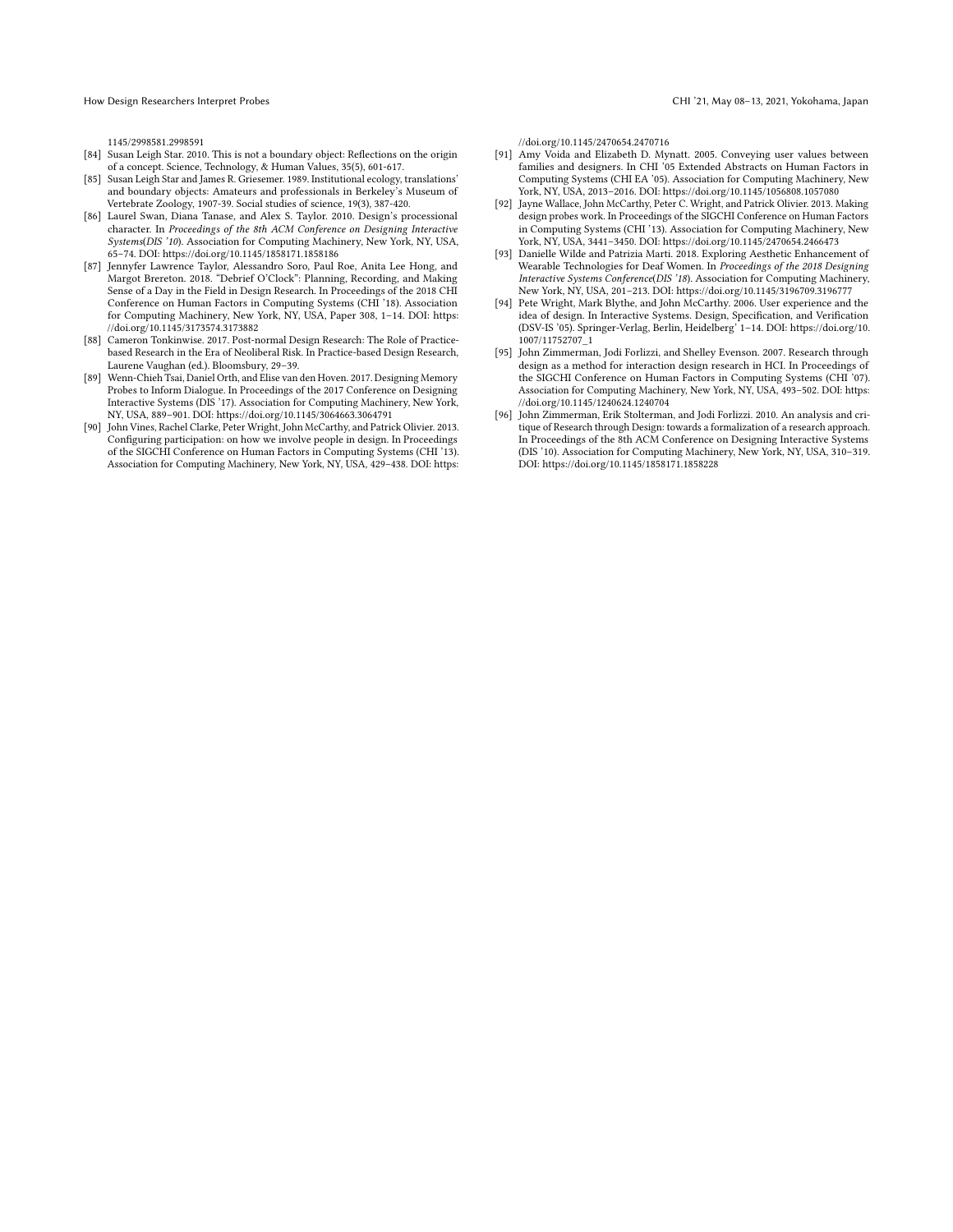1145/2998581.2998591

[84] Susan Leigh Star. 2010. This is not a boundary object: Reflections on the origin of a concept. Science, Technology, & Human Values, 35(5), 601-617.

[85] Susan Leigh Star and James R. Griesemer. 1989. Institutional ecology, translations' and boundary objects: Amateurs and professionals in Berkeley's Museum of Vertebrate Zoology, 1907-39. Social studies of science, 19(3), 387-420.

[86] Laurel Swan, Diana Tanase, and Alex S. Taylor. 2010. Design's processional character. In *Proceedings of the 8th ACM Conference on Designing Interactive Systems*(*DIS '10*). Association for Computing Machinery, New York, NY, USA, 65–74. DOI: https://doi.org/10.1145/1858171.1858186

[87] Jennyfer Lawrence Taylor, Alessandro Soro, Paul Roe, Anita Lee Hong, and Margot Brereton. 2018. "Debrief O'Clock": Planning, Recording, and Making Sense of a Day in the Field in Design Research. In Proceedings of the 2018 CHI Conference on Human Factors in Computing Systems (CHI '18). Association for Computing Machinery, New York, NY, USA, Paper 308, 1–14. DOI: https://doi.org/10.1145/3173574.3173882

[88] Cameron Tonkinwise. 2017. Post-normal Design Research: The Role of Practice-based Research in the Era of Neoliberal Risk. In Practice-based Design Research, Laurene Vaughan (ed.). Bloomsbury, 29–39.

[89] Wenn-Chieh Tsai, Daniel Orth, and Elise van den Hoven. 2017. Designing Memory Probes to Inform Dialogue. In Proceedings of the 2017 Conference on Designing Interactive Systems (DIS '17). Association for Computing Machinery, New York, NY, USA, 889–901. DOI: https://doi.org/10.1145/3064663.3064791

[90] John Vines, Rachel Clarke, Peter Wright, John McCarthy, and Patrick Olivier. 2013. Configuring participation: on how we involve people in design. In Proceedings of the SIGCHI Conference on Human Factors in Computing Systems (CHI '13). Association for Computing Machinery, New York, NY, USA, 429–438. DOI: https://doi.org/10.1145/2470654.2470716

[91] Amy Voida and Elizabeth D. Mynatt. 2005. Conveying user values between families and designers. In CHI '05 Extended Abstracts on Human Factors in Computing Systems (CHI EA '05). Association for Computing Machinery, New York, NY, USA, 2013–2016. DOI: https://doi.org/10.1145/1056808.1057080

[92] Jayne Wallace, John McCarthy, Peter C. Wright, and Patrick Olivier. 2013. Making design probes work. In Proceedings of the SIGCHI Conference on Human Factors in Computing Systems (CHI '13). Association for Computing Machinery, New York, NY, USA, 3441–3450. DOI: https://doi.org/10.1145/2470654.2466473

[93] Danielle Wilde and Patrizia Marti. 2018. Exploring Aesthetic Enhancement of Wearable Technologies for Deaf Women. In *Proceedings of the 2018 Designing Interactive Systems Conference*(*DIS '18*). Association for Computing Machinery, New York, NY, USA, 201–213. DOI: https://doi.org/10.1145/3196709.3196777

[94] Pete Wright, Mark Blythe, and John McCarthy. 2006. User experience and the idea of design. In Interactive Systems. Design, Specification, and Verification (DSV-IS '05). Springer-Verlag, Berlin, Heidelberg' 1–14. DOI: https://doi.org/10.1007/11752707_1

[95] John Zimmerman, Jodi Forlizzi, and Shelley Evenson. 2007. Research through design as a method for interaction design research in HCI. In Proceedings of the SIGCHI Conference on Human Factors in Computing Systems (CHI '07). Association for Computing Machinery, New York, NY, USA, 493–502. DOI: https://doi.org/10.1145/1240624.1240704

[96] John Zimmerman, Erik Stolterman, and Jodi Forlizzi. 2010. An analysis and critique of Research through Design: towards a formalization of a research approach. In Proceedings of the 8th ACM Conference on Designing Interactive Systems (DIS '10). Association for Computing Machinery, New York, NY, USA, 310–319. DOI: https://doi.org/10.1145/1858171.1858228